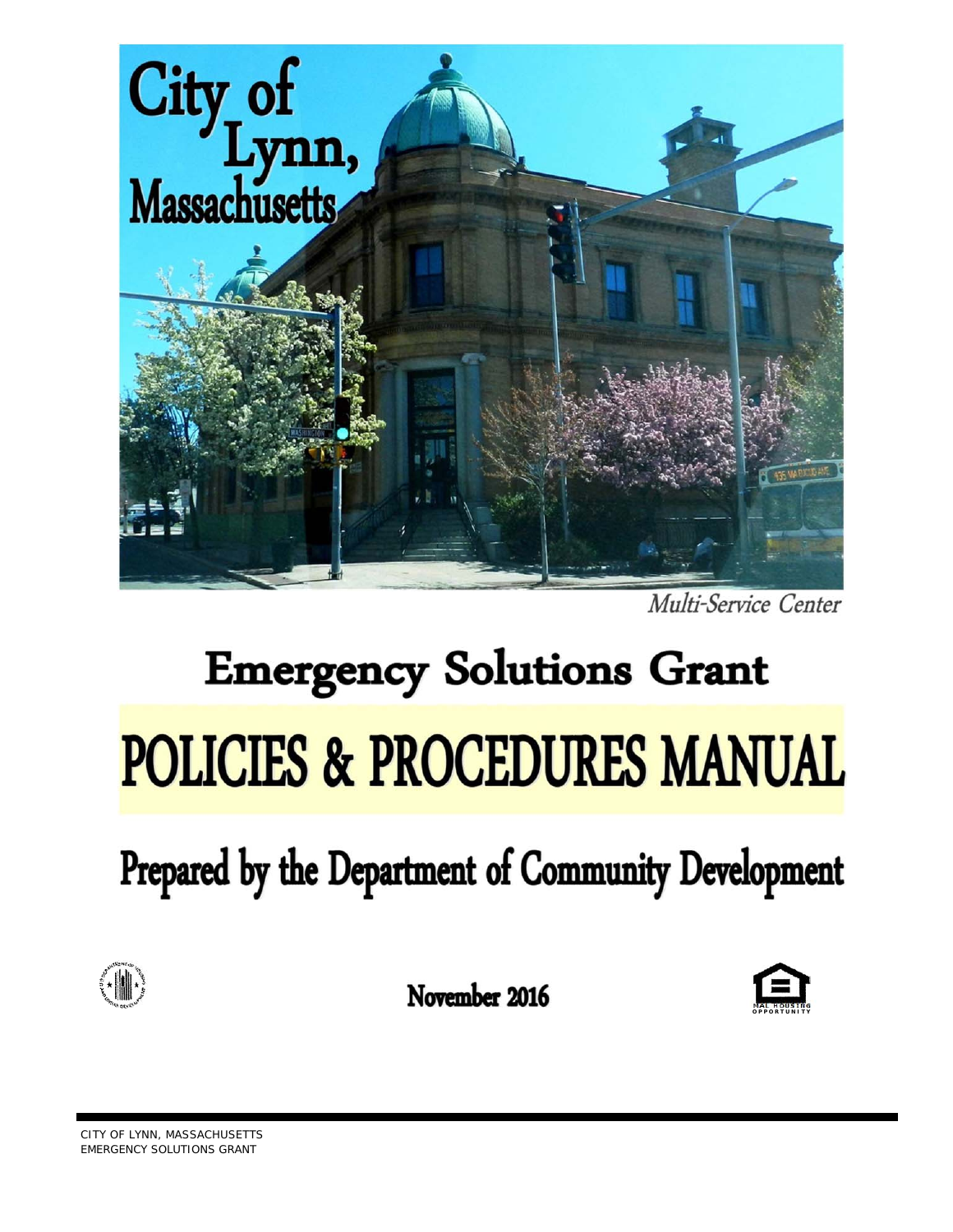# City of Lynn, Massachusetts

*Multi-Service Center*

# Emergency Solutions Grant

# POLICIES & PROCEDURES MANUAL

## Prepared by the Department of Community Development

November 2016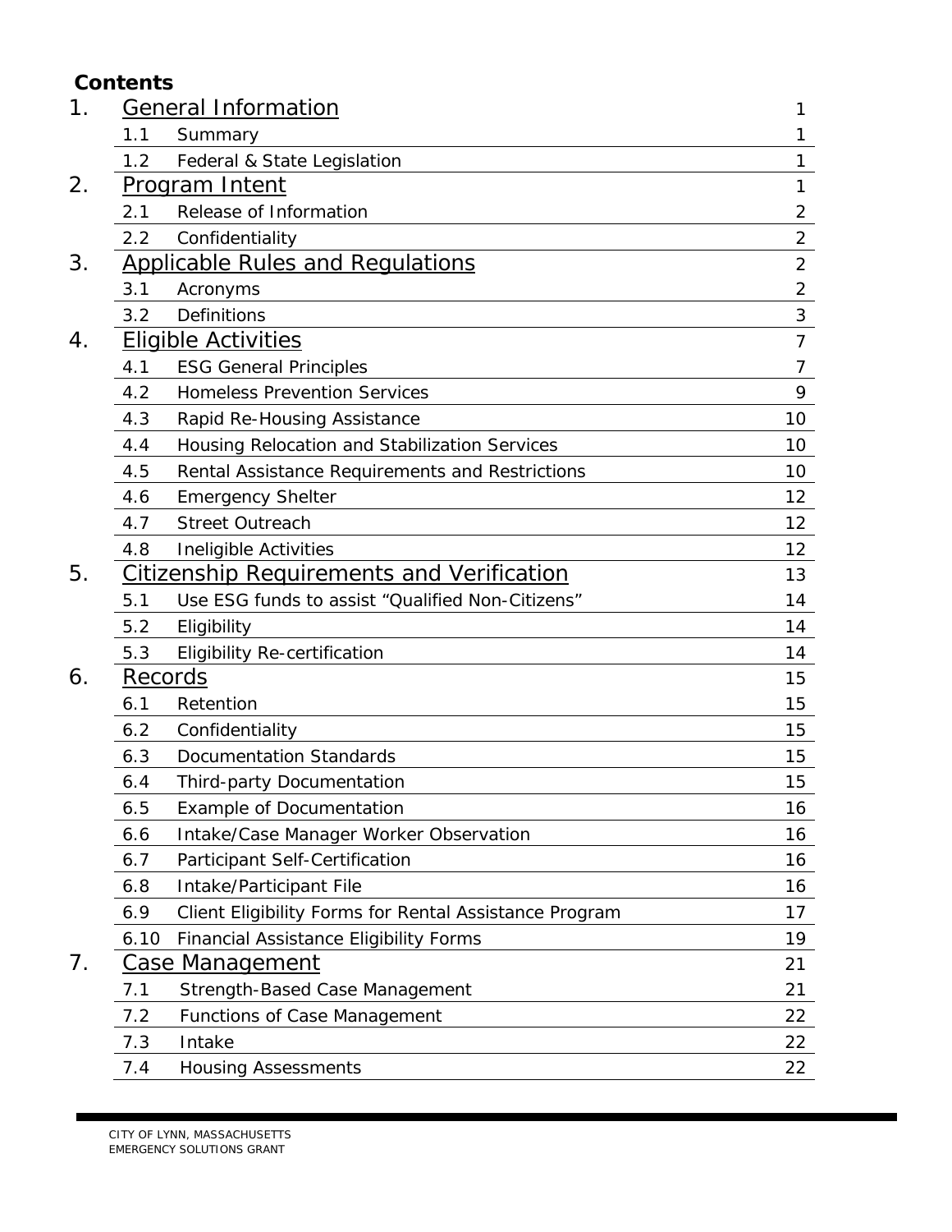**Contents**

| | | Page |
|---|---|---|
| 1. | General Information | 1 |
| 1.1 | Summary | 1 |
| 1.2 | Federal & State Legislation | 1 |
| 2. | Program Intent | 1 |
| 2.1 | Release of Information | 2 |
| 2.2 | Confidentiality | 2 |
| 3. | Applicable Rules and Regulations | 2 |
| 3.1 | Acronyms | 2 |
| 3.2 | Definitions | 3 |
| 4. | Eligible Activities | 7 |
| 4.1 | ESG General Principles | 7 |
| 4.2 | Homeless Prevention Services | 9 |
| 4.3 | Rapid Re-Housing Assistance | 10 |
| 4.4 | Housing Relocation and Stabilization Services | 10 |
| 4.5 | Rental Assistance Requirements and Restrictions | 10 |
| 4.6 | Emergency Shelter | 12 |
| 4.7 | Street Outreach | 12 |
| 4.8 | Ineligible Activities | 12 |
| 5. | Citizenship Requirements and Verification | 13 |
| 5.1 | Use ESG funds to assist "Qualified Non-Citizens" | 14 |
| 5.2 | Eligibility | 14 |
| 5.3 | Eligibility Re-certification | 14 |
| 6. | Records | 15 |
| 6.1 | Retention | 15 |
| 6.2 | Confidentiality | 15 |
| 6.3 | Documentation Standards | 15 |
| 6.4 | Third-party Documentation | 15 |
| 6.5 | Example of Documentation | 16 |
| 6.6 | Intake/Case Manager Worker Observation | 16 |
| 6.7 | Participant Self-Certification | 16 |
| 6.8 | Intake/Participant File | 16 |
| 6.9 | Client Eligibility Forms for Rental Assistance Program | 17 |
| 6.10 | Financial Assistance Eligibility Forms | 19 |
| 7. | Case Management | 21 |
| 7.1 | Strength-Based Case Management | 21 |
| 7.2 | Functions of Case Management | 22 |
| 7.3 | Intake | 22 |
| 7.4 | Housing Assessments | 22 |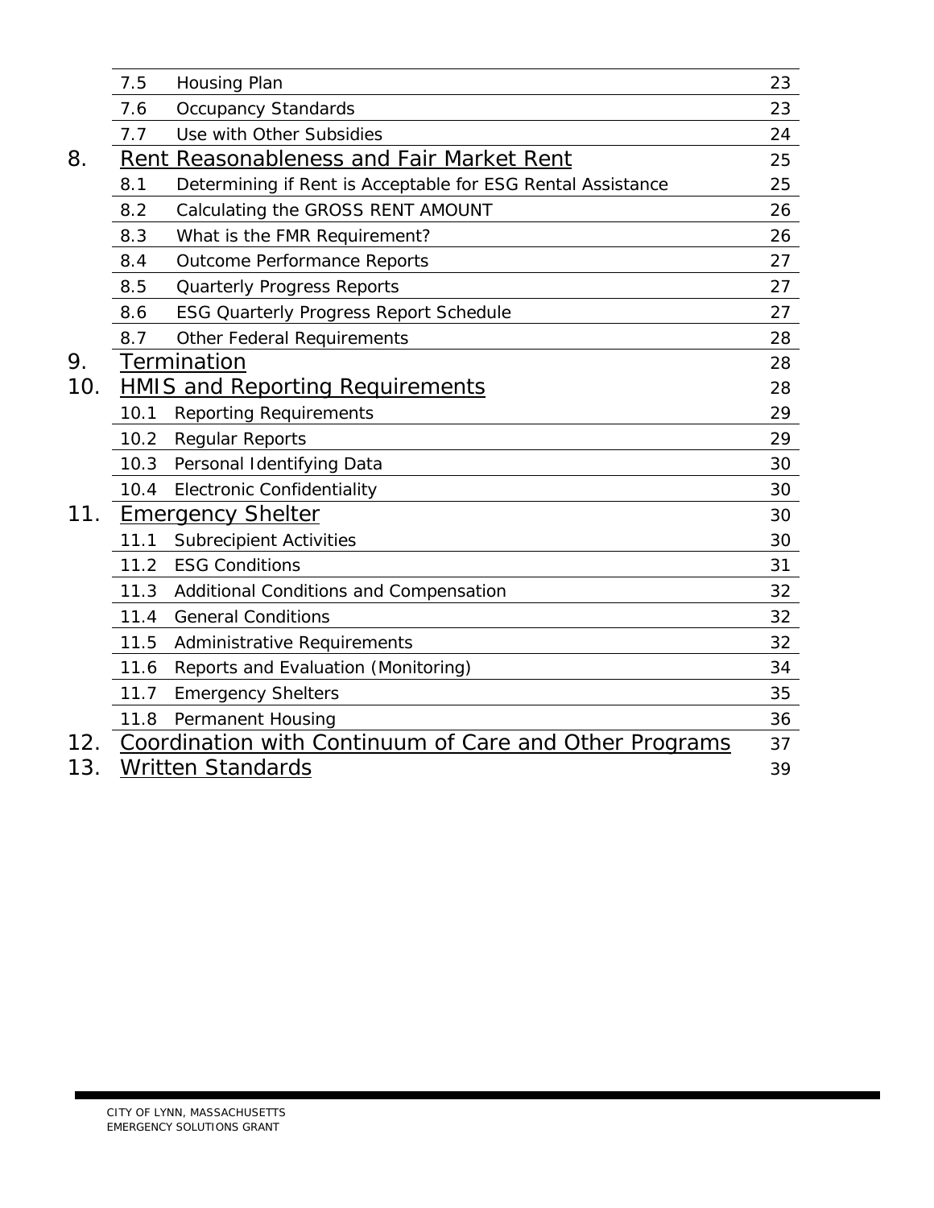| | | |
|---|---|---|
| 7.5 | Housing Plan | 23 |
| 7.6 | Occupancy Standards | 23 |
| 7.7 | Use with Other Subsidies | 24 |
| **8.** | **Rent Reasonableness and Fair Market Rent** | 25 |
| 8.1 | Determining if Rent is Acceptable for ESG Rental Assistance | 25 |
| 8.2 | Calculating the GROSS RENT AMOUNT | 26 |
| 8.3 | What is the FMR Requirement? | 26 |
| 8.4 | Outcome Performance Reports | 27 |
| 8.5 | Quarterly Progress Reports | 27 |
| 8.6 | ESG Quarterly Progress Report Schedule | 27 |
| 8.7 | Other Federal Requirements | 28 |
| **9.** | **Termination** | 28 |
| **10.** | **HMIS and Reporting Requirements** | 28 |
| 10.1 | Reporting Requirements | 29 |
| 10.2 | Regular Reports | 29 |
| 10.3 | Personal Identifying Data | 30 |
| 10.4 | Electronic Confidentiality | 30 |
| **11.** | **Emergency Shelter** | 30 |
| 11.1 | Subrecipient Activities | 30 |
| 11.2 | ESG Conditions | 31 |
| 11.3 | Additional Conditions and Compensation | 32 |
| 11.4 | General Conditions | 32 |
| 11.5 | Administrative Requirements | 32 |
| 11.6 | Reports and Evaluation (Monitoring) | 34 |
| 11.7 | Emergency Shelters | 35 |
| 11.8 | Permanent Housing | 36 |
| **12.** | **Coordination with Continuum of Care and Other Programs** | 37 |
| **13.** | **Written Standards** | 39 |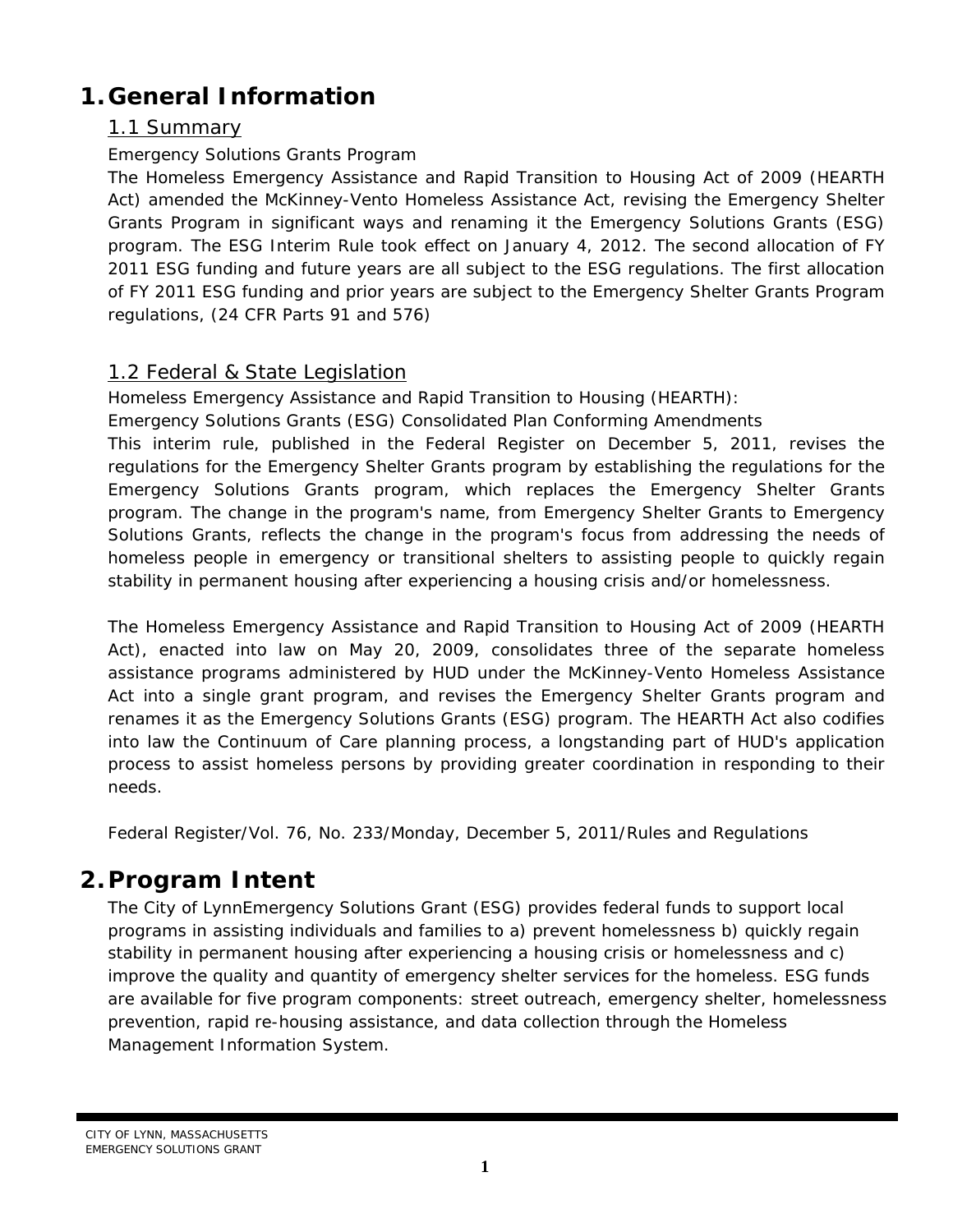# 1. General Information

## 1.1 Summary

Emergency Solutions Grants Program

The Homeless Emergency Assistance and Rapid Transition to Housing Act of 2009 (HEARTH Act) amended the McKinney-Vento Homeless Assistance Act, revising the Emergency Shelter Grants Program in significant ways and renaming it the Emergency Solutions Grants (ESG) program. The ESG Interim Rule took effect on January 4, 2012. The second allocation of FY 2011 ESG funding and future years are all subject to the ESG regulations. The first allocation of FY 2011 ESG funding and prior years are subject to the Emergency Shelter Grants Program regulations, (24 CFR Parts 91 and 576)

## 1.2 Federal & State Legislation

Homeless Emergency Assistance and Rapid Transition to Housing (HEARTH):
Emergency Solutions Grants (ESG) Consolidated Plan Conforming Amendments

This interim rule, published in the Federal Register on December 5, 2011, revises the regulations for the Emergency Shelter Grants program by establishing the regulations for the Emergency Solutions Grants program, which replaces the Emergency Shelter Grants program. The change in the program's name, from Emergency Shelter Grants to Emergency Solutions Grants, reflects the change in the program's focus from addressing the needs of homeless people in emergency or transitional shelters to assisting people to quickly regain stability in permanent housing after experiencing a housing crisis and/or homelessness.

The Homeless Emergency Assistance and Rapid Transition to Housing Act of 2009 (HEARTH Act), enacted into law on May 20, 2009, consolidates three of the separate homeless assistance programs administered by HUD under the McKinney-Vento Homeless Assistance Act into a single grant program, and revises the Emergency Shelter Grants program and renames it as the Emergency Solutions Grants (ESG) program. The HEARTH Act also codifies into law the Continuum of Care planning process, a longstanding part of HUD's application process to assist homeless persons by providing greater coordination in responding to their needs.

Federal Register/Vol. 76, No. 233/Monday, December 5, 2011/Rules and Regulations

# 2. Program Intent

The City of LynnEmergency Solutions Grant (ESG) provides federal funds to support local programs in assisting individuals and families to a) prevent homelessness b) quickly regain stability in permanent housing after experiencing a housing crisis or homelessness and c) improve the quality and quantity of emergency shelter services for the homeless. ESG funds are available for five program components: street outreach, emergency shelter, homelessness prevention, rapid re-housing assistance, and data collection through the Homeless Management Information System.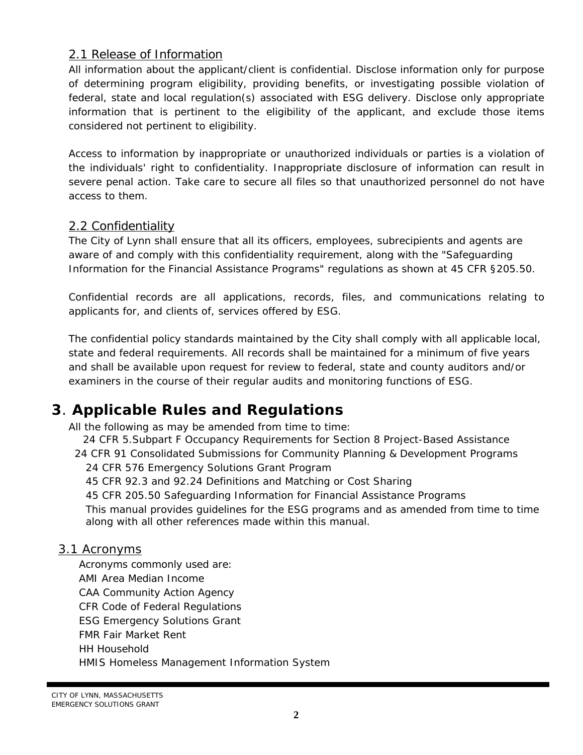### 2.1 Release of Information

All information about the applicant/client is confidential. Disclose information only for purpose of determining program eligibility, providing benefits, or investigating possible violation of federal, state and local regulation(s) associated with ESG delivery. Disclose only appropriate information that is pertinent to the eligibility of the applicant, and exclude those items considered not pertinent to eligibility.

Access to information by inappropriate or unauthorized individuals or parties is a violation of the individuals' right to confidentiality. Inappropriate disclosure of information can result in severe penal action. Take care to secure all files so that unauthorized personnel do not have access to them.

### 2.2 Confidentiality

The City of Lynn shall ensure that all its officers, employees, subrecipients and agents are aware of and comply with this confidentiality requirement, along with the "Safeguarding Information for the Financial Assistance Programs" regulations as shown at 45 CFR §205.50.

Confidential records are all applications, records, files, and communications relating to applicants for, and clients of, services offered by ESG.

The confidential policy standards maintained by the City shall comply with all applicable local, state and federal requirements. All records shall be maintained for a minimum of five years and shall be available upon request for review to federal, state and county auditors and/or examiners in the course of their regular audits and monitoring functions of ESG.

## 3. Applicable Rules and Regulations

All the following as may be amended from time to time:

24 CFR 5.Subpart F Occupancy Requirements for Section 8 Project-Based Assistance

24 CFR 91 Consolidated Submissions for Community Planning & Development Programs

24 CFR 576 Emergency Solutions Grant Program

45 CFR 92.3 and 92.24 Definitions and Matching or Cost Sharing

45 CFR 205.50 Safeguarding Information for Financial Assistance Programs

This manual provides guidelines for the ESG programs and as amended from time to time along with all other references made within this manual.

### 3.1 Acronyms

Acronyms commonly used are:

AMI Area Median Income

CAA Community Action Agency

CFR Code of Federal Regulations

ESG Emergency Solutions Grant

FMR Fair Market Rent

HH Household

HMIS Homeless Management Information System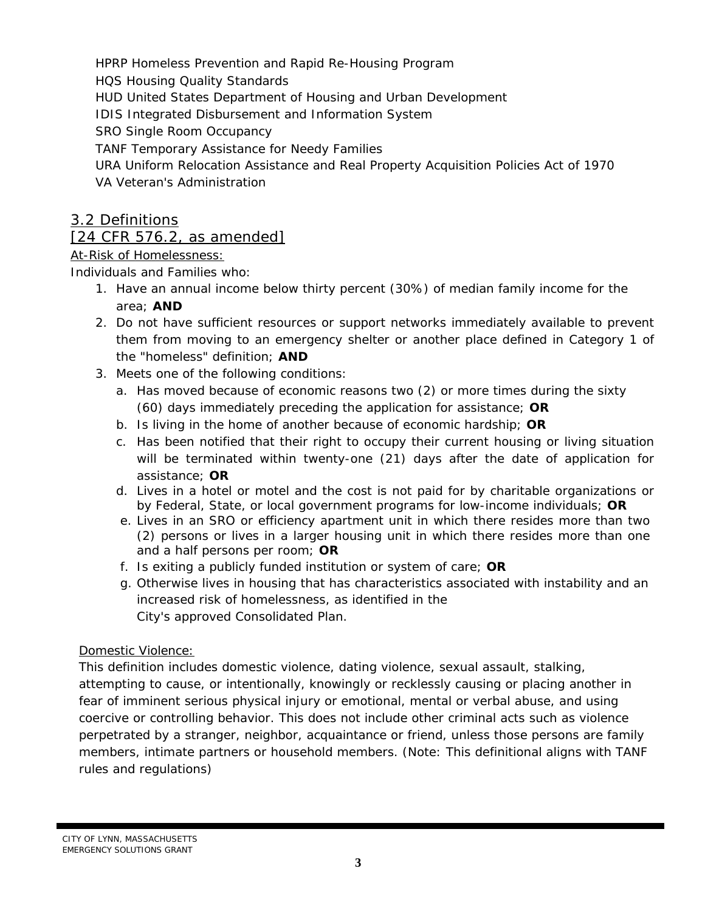HPRP Homeless Prevention and Rapid Re-Housing Program
HQS Housing Quality Standards
HUD United States Department of Housing and Urban Development
IDIS Integrated Disbursement and Information System
SRO Single Room Occupancy
TANF Temporary Assistance for Needy Families
URA Uniform Relocation Assistance and Real Property Acquisition Policies Act of 1970
VA Veteran's Administration

## 3.2 Definitions [24 CFR 576.2, as amended]

At-Risk of Homelessness:

Individuals and Families who:

1. Have an annual income below thirty percent (30%) of median family income for the area; **AND**
2. Do not have sufficient resources or support networks immediately available to prevent them from moving to an emergency shelter or another place defined in Category 1 of the "homeless" definition; **AND**
3. Meets one of the following conditions:
   a. Has moved because of economic reasons two (2) or more times during the sixty (60) days immediately preceding the application for assistance; **OR**
   b. Is living in the home of another because of economic hardship; **OR**
   c. Has been notified that their right to occupy their current housing or living situation will be terminated within twenty-one (21) days after the date of application for assistance; **OR**
   d. Lives in a hotel or motel and the cost is not paid for by charitable organizations or by Federal, State, or local government programs for low-income individuals; **OR**
   e. Lives in an SRO or efficiency apartment unit in which there resides more than two (2) persons or lives in a larger housing unit in which there resides more than one and a half persons per room; **OR**
   f. Is exiting a publicly funded institution or system of care; **OR**
   g. Otherwise lives in housing that has characteristics associated with instability and an increased risk of homelessness, as identified in the City's approved Consolidated Plan.

Domestic Violence:

This definition includes domestic violence, dating violence, sexual assault, stalking, attempting to cause, or intentionally, knowingly or recklessly causing or placing another in fear of imminent serious physical injury or emotional, mental or verbal abuse, and using coercive or controlling behavior. This does not include other criminal acts such as violence perpetrated by a stranger, neighbor, acquaintance or friend, unless those persons are family members, intimate partners or household members. (Note: This definitional aligns with TANF rules and regulations)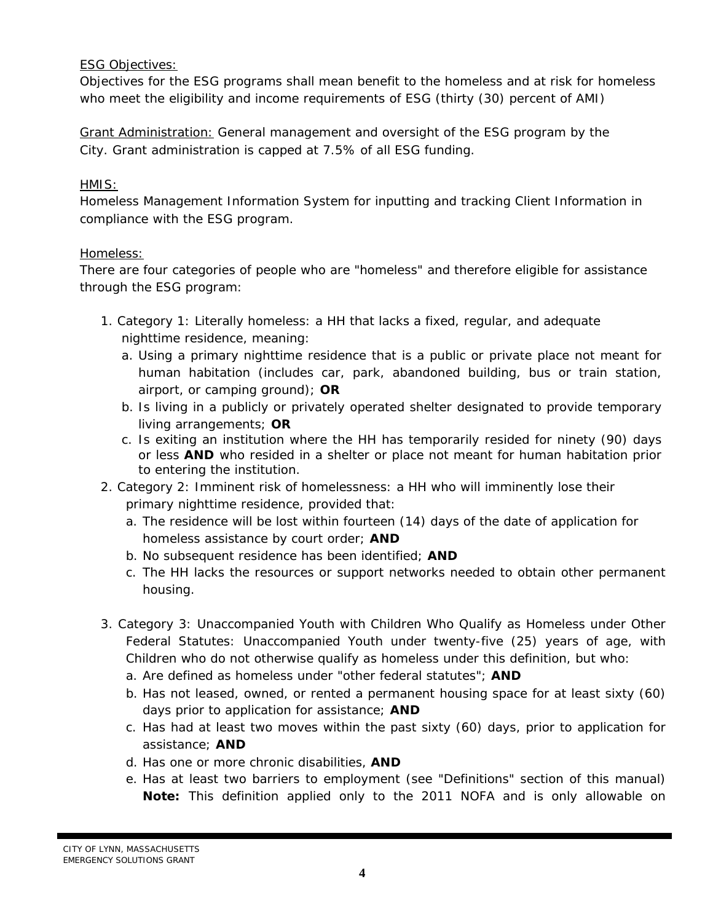ESG Objectives:
Objectives for the ESG programs shall mean benefit to the homeless and at risk for homeless who meet the eligibility and income requirements of ESG (thirty (30) percent of AMI)

Grant Administration: General management and oversight of the ESG program by the City. Grant administration is capped at 7.5% of all ESG funding.

HMIS:
Homeless Management Information System for inputting and tracking Client Information in compliance with the ESG program.

Homeless:
There are four categories of people who are "homeless" and therefore eligible for assistance through the ESG program:

1. Category 1: Literally homeless: a HH that lacks a fixed, regular, and adequate nighttime residence, meaning:
   a. Using a primary nighttime residence that is a public or private place not meant for human habitation (includes car, park, abandoned building, bus or train station, airport, or camping ground); **OR**
   b. Is living in a publicly or privately operated shelter designated to provide temporary living arrangements; **OR**
   c. Is exiting an institution where the HH has temporarily resided for ninety (90) days or less **AND** who resided in a shelter or place not meant for human habitation prior to entering the institution.
2. Category 2: Imminent risk of homelessness: a HH who will imminently lose their primary nighttime residence, provided that:
   a. The residence will be lost within fourteen (14) days of the date of application for homeless assistance by court order; **AND**
   b. No subsequent residence has been identified; **AND**
   c. The HH lacks the resources or support networks needed to obtain other permanent housing.

3. Category 3: Unaccompanied Youth with Children Who Qualify as Homeless under Other Federal Statutes: Unaccompanied Youth under twenty-five (25) years of age, with Children who do not otherwise qualify as homeless under this definition, but who:
   a. Are defined as homeless under "other federal statutes"; **AND**
   b. Has not leased, owned, or rented a permanent housing space for at least sixty (60) days prior to application for assistance; **AND**
   c. Has had at least two moves within the past sixty (60) days, prior to application for assistance; **AND**
   d. Has one or more chronic disabilities, **AND**
   e. Has at least two barriers to employment (see "Definitions" section of this manual) **Note:** This definition applied only to the 2011 NOFA and is only allowable on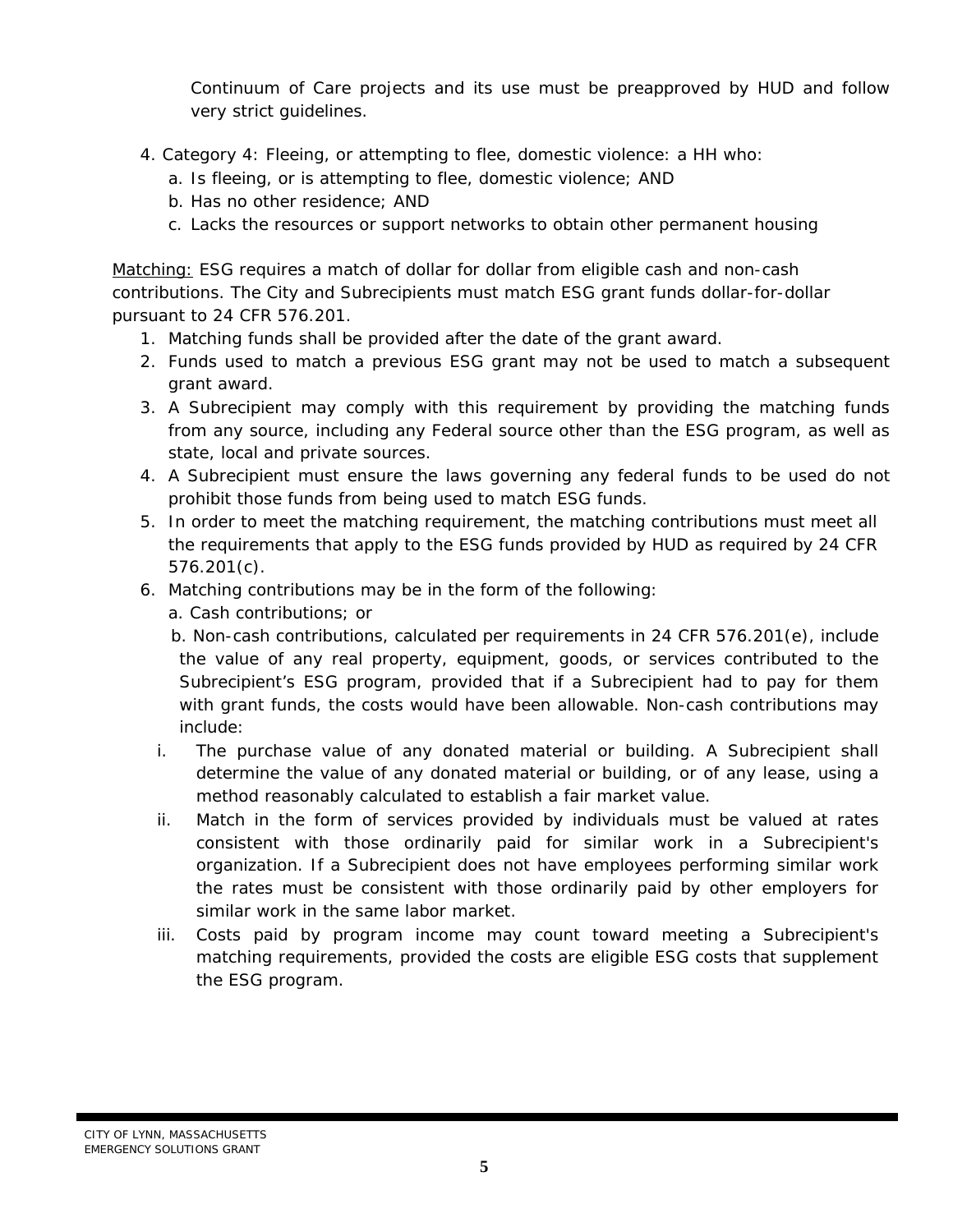Continuum of Care projects and its use must be preapproved by HUD and follow very strict guidelines.

4. Category 4: Fleeing, or attempting to flee, domestic violence: a HH who:
   a. Is fleeing, or is attempting to flee, domestic violence; AND
   b. Has no other residence; AND
   c. Lacks the resources or support networks to obtain other permanent housing

Matching: ESG requires a match of dollar for dollar from eligible cash and non-cash contributions. The City and Subrecipients must match ESG grant funds dollar-for-dollar pursuant to 24 CFR 576.201.

1. Matching funds shall be provided after the date of the grant award.
2. Funds used to match a previous ESG grant may not be used to match a subsequent grant award.
3. A Subrecipient may comply with this requirement by providing the matching funds from any source, including any Federal source other than the ESG program, as well as state, local and private sources.
4. A Subrecipient must ensure the laws governing any federal funds to be used do not prohibit those funds from being used to match ESG funds.
5. In order to meet the matching requirement, the matching contributions must meet all the requirements that apply to the ESG funds provided by HUD as required by 24 CFR 576.201(c).
6. Matching contributions may be in the form of the following:
   a. Cash contributions; or
   b. Non-cash contributions, calculated per requirements in 24 CFR 576.201(e), include the value of any real property, equipment, goods, or services contributed to the Subrecipient's ESG program, provided that if a Subrecipient had to pay for them with grant funds, the costs would have been allowable. Non-cash contributions may include:
      i. The purchase value of any donated material or building. A Subrecipient shall determine the value of any donated material or building, or of any lease, using a method reasonably calculated to establish a fair market value.
      ii. Match in the form of services provided by individuals must be valued at rates consistent with those ordinarily paid for similar work in a Subrecipient's organization. If a Subrecipient does not have employees performing similar work the rates must be consistent with those ordinarily paid by other employers for similar work in the same labor market.
      iii. Costs paid by program income may count toward meeting a Subrecipient's matching requirements, provided the costs are eligible ESG costs that supplement the ESG program.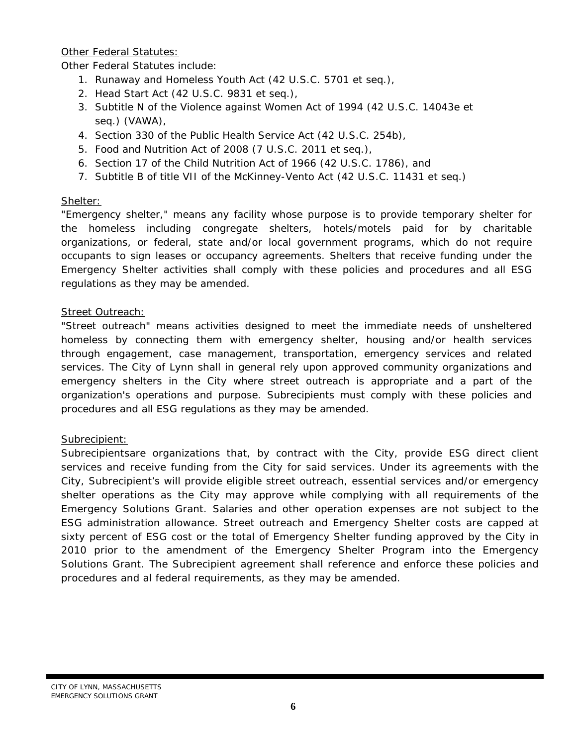Other Federal Statutes:

Other Federal Statutes include:

1. Runaway and Homeless Youth Act (42 U.S.C. 5701 et seq.),
2. Head Start Act (42 U.S.C. 9831 et seq.),
3. Subtitle N of the Violence against Women Act of 1994 (42 U.S.C. 14043e et seq.) (VAWA),
4. Section 330 of the Public Health Service Act (42 U.S.C. 254b),
5. Food and Nutrition Act of 2008 (7 U.S.C. 2011 et seq.),
6. Section 17 of the Child Nutrition Act of 1966 (42 U.S.C. 1786), and
7. Subtitle B of title VII of the McKinney-Vento Act (42 U.S.C. 11431 et seq.)

Shelter:

"Emergency shelter," means any facility whose purpose is to provide temporary shelter for the homeless including congregate shelters, hotels/motels paid for by charitable organizations, or federal, state and/or local government programs, which do not require occupants to sign leases or occupancy agreements. Shelters that receive funding under the Emergency Shelter activities shall comply with these policies and procedures and all ESG regulations as they may be amended.

Street Outreach:

"Street outreach" means activities designed to meet the immediate needs of unsheltered homeless by connecting them with emergency shelter, housing and/or health services through engagement, case management, transportation, emergency services and related services. The City of Lynn shall in general rely upon approved community organizations and emergency shelters in the City where street outreach is appropriate and a part of the organization's operations and purpose. Subrecipients must comply with these policies and procedures and all ESG regulations as they may be amended.

Subrecipient:

Subrecipientsare organizations that, by contract with the City, provide ESG direct client services and receive funding from the City for said services. Under its agreements with the City, Subrecipient's will provide eligible street outreach, essential services and/or emergency shelter operations as the City may approve while complying with all requirements of the Emergency Solutions Grant. Salaries and other operation expenses are not subject to the ESG administration allowance. Street outreach and Emergency Shelter costs are capped at sixty percent of ESG cost or the total of Emergency Shelter funding approved by the City in 2010 prior to the amendment of the Emergency Shelter Program into the Emergency Solutions Grant. The Subrecipient agreement shall reference and enforce these policies and procedures and al federal requirements, as they may be amended.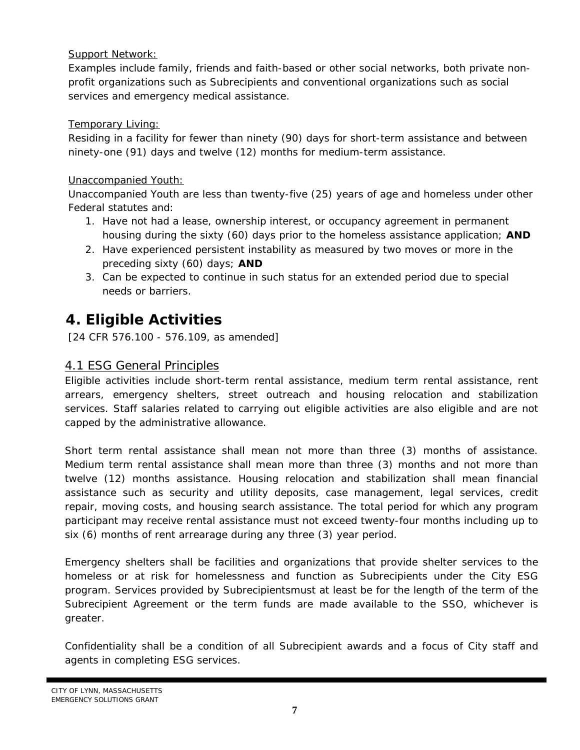Support Network:
Examples include family, friends and faith-based or other social networks, both private non-profit organizations such as Subrecipients and conventional organizations such as social services and emergency medical assistance.

Temporary Living:
Residing in a facility for fewer than ninety (90) days for short-term assistance and between ninety-one (91) days and twelve (12) months for medium-term assistance.

Unaccompanied Youth:
Unaccompanied Youth are less than twenty-five (25) years of age and homeless under other Federal statutes and:

1. Have not had a lease, ownership interest, or occupancy agreement in permanent housing during the sixty (60) days prior to the homeless assistance application; **AND**
2. Have experienced persistent instability as measured by two moves or more in the preceding sixty (60) days; **AND**
3. Can be expected to continue in such status for an extended period due to special needs or barriers.

# 4. Eligible Activities

[24 CFR 576.100 - 576.109, as amended]

## 4.1 ESG General Principles

Eligible activities include short-term rental assistance, medium term rental assistance, rent arrears, emergency shelters, street outreach and housing relocation and stabilization services. Staff salaries related to carrying out eligible activities are also eligible and are not capped by the administrative allowance.

Short term rental assistance shall mean not more than three (3) months of assistance. Medium term rental assistance shall mean more than three (3) months and not more than twelve (12) months assistance. Housing relocation and stabilization shall mean financial assistance such as security and utility deposits, case management, legal services, credit repair, moving costs, and housing search assistance. The total period for which any program participant may receive rental assistance must not exceed twenty-four months including up to six (6) months of rent arrearage during any three (3) year period.

Emergency shelters shall be facilities and organizations that provide shelter services to the homeless or at risk for homelessness and function as Subrecipients under the City ESG program. Services provided by Subrecipientsmust at least be for the length of the term of the Subrecipient Agreement or the term funds are made available to the SSO, whichever is greater.

Confidentiality shall be a condition of all Subrecipient awards and a focus of City staff and agents in completing ESG services.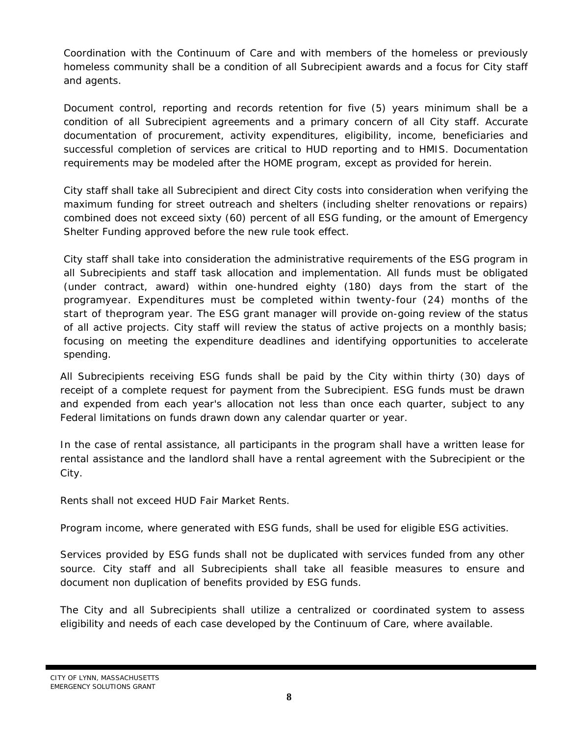Coordination with the Continuum of Care and with members of the homeless or previously homeless community shall be a condition of all Subrecipient awards and a focus for City staff and agents.

Document control, reporting and records retention for five (5) years minimum shall be a condition of all Subrecipient agreements and a primary concern of all City staff. Accurate documentation of procurement, activity expenditures, eligibility, income, beneficiaries and successful completion of services are critical to HUD reporting and to HMIS. Documentation requirements may be modeled after the HOME program, except as provided for herein.

City staff shall take all Subrecipient and direct City costs into consideration when verifying the maximum funding for street outreach and shelters (including shelter renovations or repairs) combined does not exceed sixty (60) percent of all ESG funding, or the amount of Emergency Shelter Funding approved before the new rule took effect.

City staff shall take into consideration the administrative requirements of the ESG program in all Subrecipients and staff task allocation and implementation. All funds must be obligated (under contract, award) within one-hundred eighty (180) days from the start of the programyear. Expenditures must be completed within twenty-four (24) months of the start of theprogram year. The ESG grant manager will provide on-going review of the status of all active projects. City staff will review the status of active projects on a monthly basis; focusing on meeting the expenditure deadlines and identifying opportunities to accelerate spending.

All Subrecipients receiving ESG funds shall be paid by the City within thirty (30) days of receipt of a complete request for payment from the Subrecipient. ESG funds must be drawn and expended from each year's allocation not less than once each quarter, subject to any Federal limitations on funds drawn down any calendar quarter or year.

In the case of rental assistance, all participants in the program shall have a written lease for rental assistance and the landlord shall have a rental agreement with the Subrecipient or the City.

Rents shall not exceed HUD Fair Market Rents.

Program income, where generated with ESG funds, shall be used for eligible ESG activities.

Services provided by ESG funds shall not be duplicated with services funded from any other source. City staff and all Subrecipients shall take all feasible measures to ensure and document non duplication of benefits provided by ESG funds.

The City and all Subrecipients shall utilize a centralized or coordinated system to assess eligibility and needs of each case developed by the Continuum of Care, where available.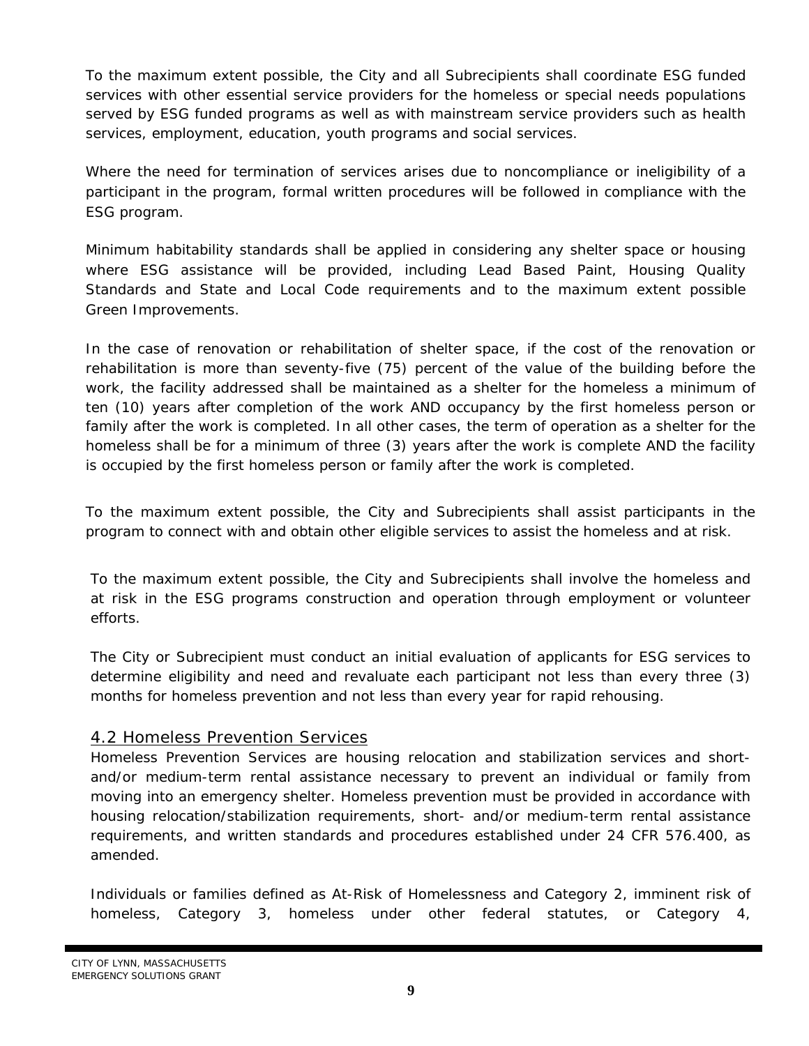To the maximum extent possible, the City and all Subrecipients shall coordinate ESG funded services with other essential service providers for the homeless or special needs populations served by ESG funded programs as well as with mainstream service providers such as health services, employment, education, youth programs and social services.

Where the need for termination of services arises due to noncompliance or ineligibility of a participant in the program, formal written procedures will be followed in compliance with the ESG program.

Minimum habitability standards shall be applied in considering any shelter space or housing where ESG assistance will be provided, including Lead Based Paint, Housing Quality Standards and State and Local Code requirements and to the maximum extent possible Green Improvements.

In the case of renovation or rehabilitation of shelter space, if the cost of the renovation or rehabilitation is more than seventy-five (75) percent of the value of the building before the work, the facility addressed shall be maintained as a shelter for the homeless a minimum of ten (10) years after completion of the work AND occupancy by the first homeless person or family after the work is completed. In all other cases, the term of operation as a shelter for the homeless shall be for a minimum of three (3) years after the work is complete AND the facility is occupied by the first homeless person or family after the work is completed.

To the maximum extent possible, the City and Subrecipients shall assist participants in the program to connect with and obtain other eligible services to assist the homeless and at risk.

To the maximum extent possible, the City and Subrecipients shall involve the homeless and at risk in the ESG programs construction and operation through employment or volunteer efforts.

The City or Subrecipient must conduct an initial evaluation of applicants for ESG services to determine eligibility and need and revaluate each participant not less than every three (3) months for homeless prevention and not less than every year for rapid rehousing.

## 4.2 Homeless Prevention Services

Homeless Prevention Services are housing relocation and stabilization services and short- and/or medium-term rental assistance necessary to prevent an individual or family from moving into an emergency shelter. Homeless prevention must be provided in accordance with housing relocation/stabilization requirements, short- and/or medium-term rental assistance requirements, and written standards and procedures established under 24 CFR 576.400, as amended.

Individuals or families defined as At-Risk of Homelessness and Category 2, imminent risk of homeless, Category 3, homeless under other federal statutes, or Category 4,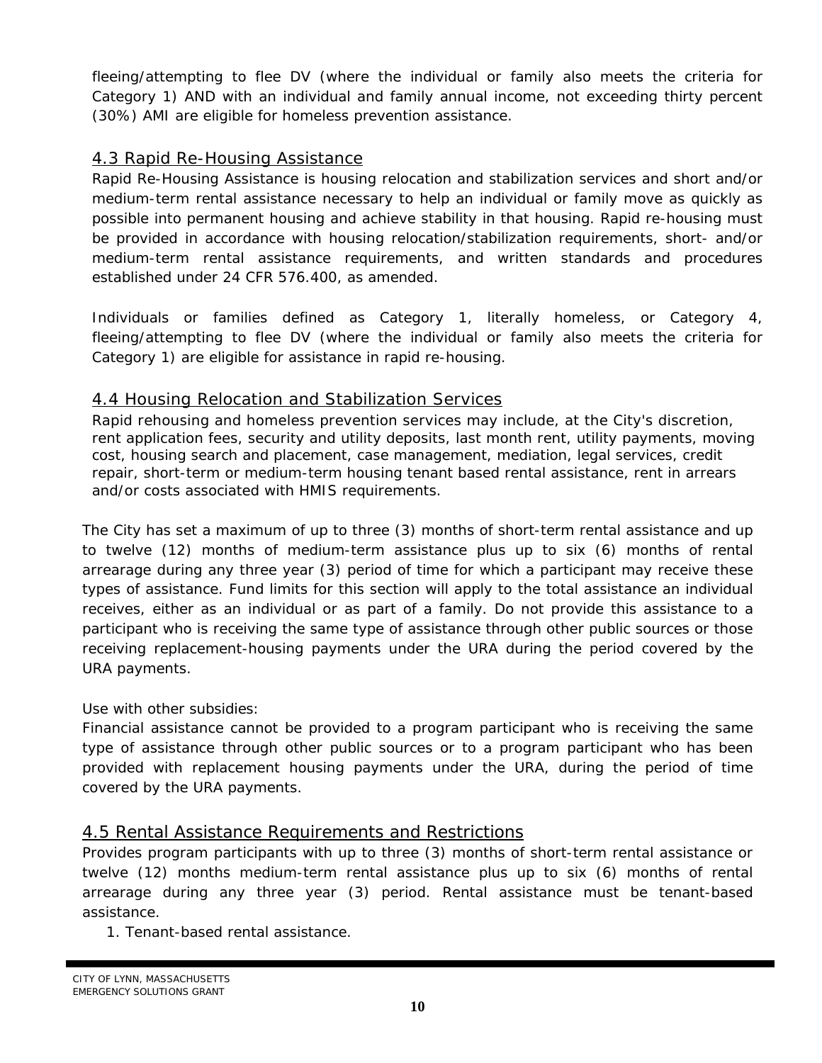fleeing/attempting to flee DV (where the individual or family also meets the criteria for Category 1) AND with an individual and family annual income, not exceeding thirty percent (30%) AMI are eligible for homeless prevention assistance.

## 4.3 Rapid Re-Housing Assistance

Rapid Re-Housing Assistance is housing relocation and stabilization services and short and/or medium-term rental assistance necessary to help an individual or family move as quickly as possible into permanent housing and achieve stability in that housing. Rapid re-housing must be provided in accordance with housing relocation/stabilization requirements, short- and/or medium-term rental assistance requirements, and written standards and procedures established under 24 CFR 576.400, as amended.

Individuals or families defined as Category 1, literally homeless, or Category 4, fleeing/attempting to flee DV (where the individual or family also meets the criteria for Category 1) are eligible for assistance in rapid re-housing.

## 4.4 Housing Relocation and Stabilization Services

Rapid rehousing and homeless prevention services may include, at the City's discretion, rent application fees, security and utility deposits, last month rent, utility payments, moving cost, housing search and placement, case management, mediation, legal services, credit repair, short-term or medium-term housing tenant based rental assistance, rent in arrears and/or costs associated with HMIS requirements.

The City has set a maximum of up to three (3) months of short-term rental assistance and up to twelve (12) months of medium-term assistance plus up to six (6) months of rental arrearage during any three year (3) period of time for which a participant may receive these types of assistance. Fund limits for this section will apply to the total assistance an individual receives, either as an individual or as part of a family. Do not provide this assistance to a participant who is receiving the same type of assistance through other public sources or those receiving replacement-housing payments under the URA during the period covered by the URA payments.

Use with other subsidies:
Financial assistance cannot be provided to a program participant who is receiving the same type of assistance through other public sources or to a program participant who has been provided with replacement housing payments under the URA, during the period of time covered by the URA payments.

## 4.5 Rental Assistance Requirements and Restrictions

Provides program participants with up to three (3) months of short-term rental assistance or twelve (12) months medium-term rental assistance plus up to six (6) months of rental arrearage during any three year (3) period. Rental assistance must be tenant-based assistance.

1. Tenant-based rental assistance.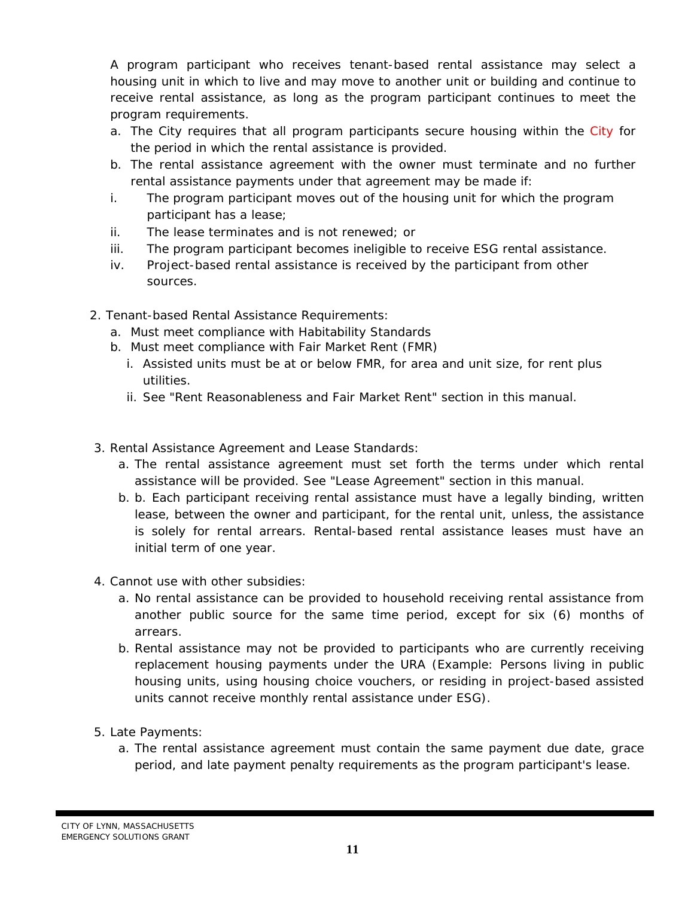A program participant who receives tenant-based rental assistance may select a housing unit in which to live and may move to another unit or building and continue to receive rental assistance, as long as the program participant continues to meet the program requirements.

a. The City requires that all program participants secure housing within the City for the period in which the rental assistance is provided.
b. The rental assistance agreement with the owner must terminate and no further rental assistance payments under that agreement may be made if:
   i. The program participant moves out of the housing unit for which the program participant has a lease;
   ii. The lease terminates and is not renewed; or
   iii. The program participant becomes ineligible to receive ESG rental assistance.
   iv. Project-based rental assistance is received by the participant from other sources.

2. Tenant-based Rental Assistance Requirements:
   a. Must meet compliance with Habitability Standards
   b. Must meet compliance with Fair Market Rent (FMR)
      i. Assisted units must be at or below FMR, for area and unit size, for rent plus utilities.
      ii. See "Rent Reasonableness and Fair Market Rent" section in this manual.

3. Rental Assistance Agreement and Lease Standards:
   a. The rental assistance agreement must set forth the terms under which rental assistance will be provided. See "Lease Agreement" section in this manual.
   b. b. Each participant receiving rental assistance must have a legally binding, written lease, between the owner and participant, for the rental unit, unless, the assistance is solely for rental arrears. Rental-based rental assistance leases must have an initial term of one year.

4. Cannot use with other subsidies:
   a. No rental assistance can be provided to household receiving rental assistance from another public source for the same time period, except for six (6) months of arrears.
   b. Rental assistance may not be provided to participants who are currently receiving replacement housing payments under the URA (Example: Persons living in public housing units, using housing choice vouchers, or residing in project-based assisted units cannot receive monthly rental assistance under ESG).

5. Late Payments:
   a. The rental assistance agreement must contain the same payment due date, grace period, and late payment penalty requirements as the program participant's lease.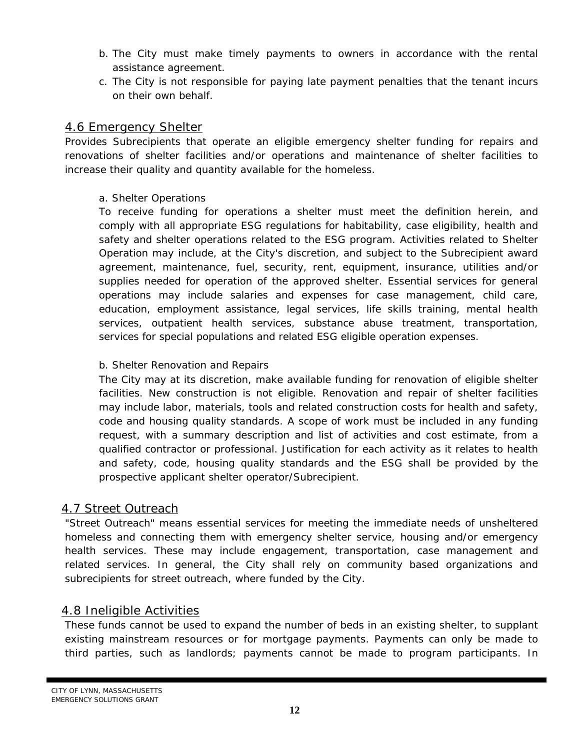b. The City must make timely payments to owners in accordance with the rental assistance agreement.
c. The City is not responsible for paying late payment penalties that the tenant incurs on their own behalf.

## 4.6 Emergency Shelter

Provides Subrecipients that operate an eligible emergency shelter funding for repairs and renovations of shelter facilities and/or operations and maintenance of shelter facilities to increase their quality and quantity available for the homeless.

a. Shelter Operations

To receive funding for operations a shelter must meet the definition herein, and comply with all appropriate ESG regulations for habitability, case eligibility, health and safety and shelter operations related to the ESG program. Activities related to Shelter Operation may include, at the City's discretion, and subject to the Subrecipient award agreement, maintenance, fuel, security, rent, equipment, insurance, utilities and/or supplies needed for operation of the approved shelter. Essential services for general operations may include salaries and expenses for case management, child care, education, employment assistance, legal services, life skills training, mental health services, outpatient health services, substance abuse treatment, transportation, services for special populations and related ESG eligible operation expenses.

b. Shelter Renovation and Repairs

The City may at its discretion, make available funding for renovation of eligible shelter facilities. New construction is not eligible. Renovation and repair of shelter facilities may include labor, materials, tools and related construction costs for health and safety, code and housing quality standards. A scope of work must be included in any funding request, with a summary description and list of activities and cost estimate, from a qualified contractor or professional. Justification for each activity as it relates to health and safety, code, housing quality standards and the ESG shall be provided by the prospective applicant shelter operator/Subrecipient.

## 4.7 Street Outreach

"Street Outreach" means essential services for meeting the immediate needs of unsheltered homeless and connecting them with emergency shelter service, housing and/or emergency health services. These may include engagement, transportation, case management and related services. In general, the City shall rely on community based organizations and subrecipients for street outreach, where funded by the City.

## 4.8 Ineligible Activities

These funds cannot be used to expand the number of beds in an existing shelter, to supplant existing mainstream resources or for mortgage payments. Payments can only be made to third parties, such as landlords; payments cannot be made to program participants. In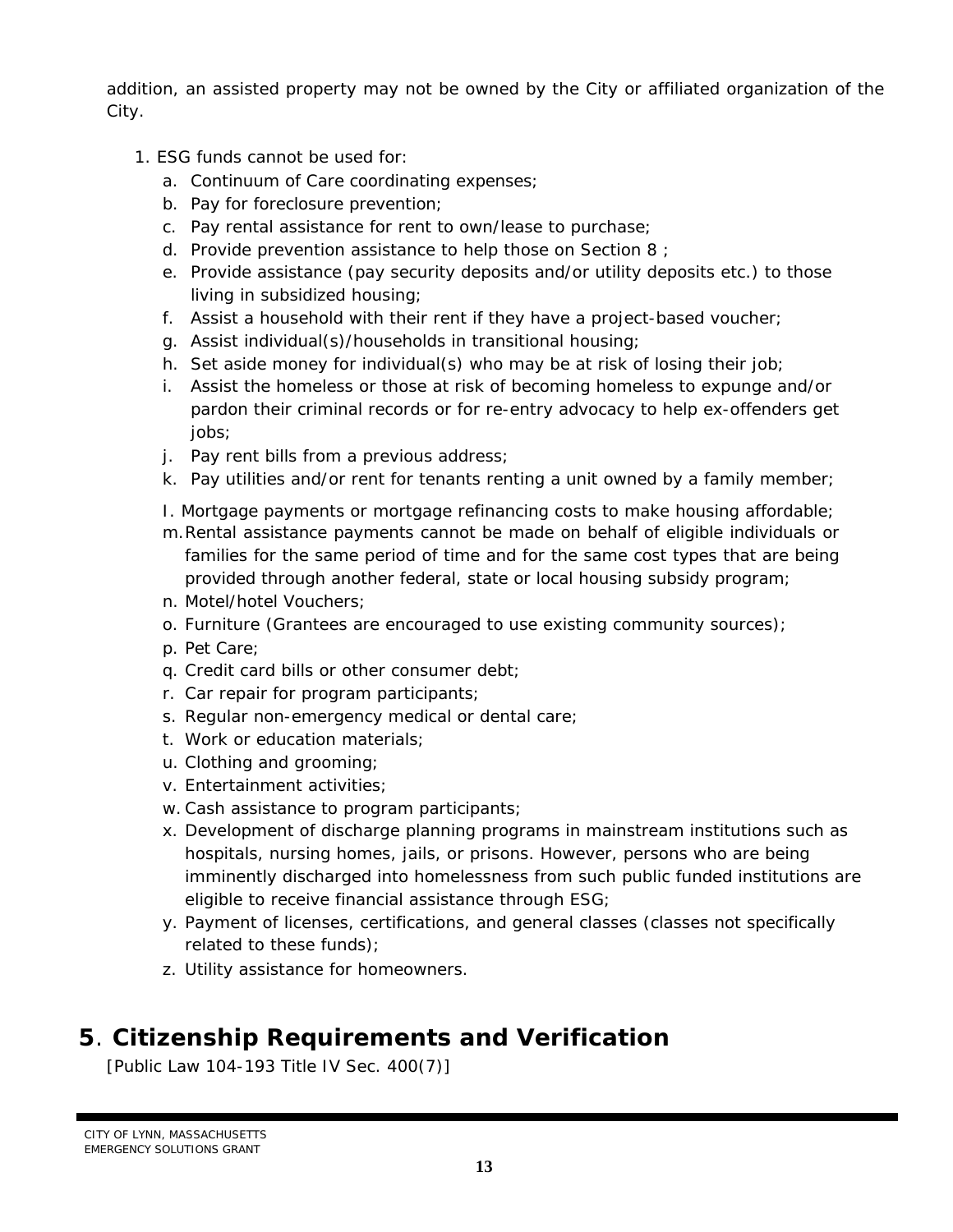addition, an assisted property may not be owned by the City or affiliated organization of the City.

1. ESG funds cannot be used for:
   a. Continuum of Care coordinating expenses;
   b. Pay for foreclosure prevention;
   c. Pay rental assistance for rent to own/lease to purchase;
   d. Provide prevention assistance to help those on Section 8 ;
   e. Provide assistance (pay security deposits and/or utility deposits etc.) to those living in subsidized housing;
   f. Assist a household with their rent if they have a project-based voucher;
   g. Assist individual(s)/households in transitional housing;
   h. Set aside money for individual(s) who may be at risk of losing their job;
   i. Assist the homeless or those at risk of becoming homeless to expunge and/or pardon their criminal records or for re-entry advocacy to help ex-offenders get jobs;
   j. Pay rent bills from a previous address;
   k. Pay utilities and/or rent for tenants renting a unit owned by a family member;
   l. Mortgage payments or mortgage refinancing costs to make housing affordable;
   m. Rental assistance payments cannot be made on behalf of eligible individuals or families for the same period of time and for the same cost types that are being provided through another federal, state or local housing subsidy program;
   n. Motel/hotel Vouchers;
   o. Furniture (Grantees are encouraged to use existing community sources);
   p. Pet Care;
   q. Credit card bills or other consumer debt;
   r. Car repair for program participants;
   s. Regular non-emergency medical or dental care;
   t. Work or education materials;
   u. Clothing and grooming;
   v. Entertainment activities;
   w. Cash assistance to program participants;
   x. Development of discharge planning programs in mainstream institutions such as hospitals, nursing homes, jails, or prisons. However, persons who are being imminently discharged into homelessness from such public funded institutions are eligible to receive financial assistance through ESG;
   y. Payment of licenses, certifications, and general classes (classes not specifically related to these funds);
   z. Utility assistance for homeowners.

## 5. Citizenship Requirements and Verification

[Public Law 104-193 Title IV Sec. 400(7)]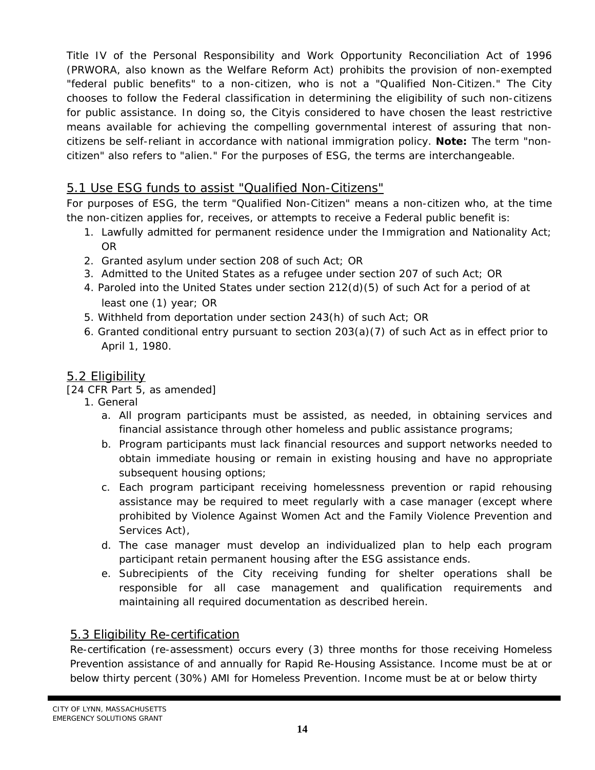Title IV of the Personal Responsibility and Work Opportunity Reconciliation Act of 1996 (PRWORA, also known as the Welfare Reform Act) prohibits the provision of non-exempted "federal public benefits" to a non-citizen, who is not a "Qualified Non-Citizen." The City chooses to follow the Federal classification in determining the eligibility of such non-citizens for public assistance. In doing so, the Cityis considered to have chosen the least restrictive means available for achieving the compelling governmental interest of assuring that non-citizens be self-reliant in accordance with national immigration policy. **Note:** The term "non-citizen" also refers to "alien." For the purposes of ESG, the terms are interchangeable.

## 5.1 Use ESG funds to assist "Qualified Non-Citizens"

For purposes of ESG, the term "Qualified Non-Citizen" means a non-citizen who, at the time the non-citizen applies for, receives, or attempts to receive a Federal public benefit is:

1. Lawfully admitted for permanent residence under the Immigration and Nationality Act; OR
2. Granted asylum under section 208 of such Act; OR
3. Admitted to the United States as a refugee under section 207 of such Act; OR
4. Paroled into the United States under section 212(d)(5) of such Act for a period of at least one (1) year; OR
5. Withheld from deportation under section 243(h) of such Act; OR
6. Granted conditional entry pursuant to section 203(a)(7) of such Act as in effect prior to April 1, 1980.

## 5.2 Eligibility

[24 CFR Part 5, as amended]

1. General
   a. All program participants must be assisted, as needed, in obtaining services and financial assistance through other homeless and public assistance programs;
   b. Program participants must lack financial resources and support networks needed to obtain immediate housing or remain in existing housing and have no appropriate subsequent housing options;
   c. Each program participant receiving homelessness prevention or rapid rehousing assistance may be required to meet regularly with a case manager (except where prohibited by Violence Against Women Act and the Family Violence Prevention and Services Act),
   d. The case manager must develop an individualized plan to help each program participant retain permanent housing after the ESG assistance ends.
   e. Subrecipients of the City receiving funding for shelter operations shall be responsible for all case management and qualification requirements and maintaining all required documentation as described herein.

## 5.3 Eligibility Re-certification

Re-certification (re-assessment) occurs every (3) three months for those receiving Homeless Prevention assistance of and annually for Rapid Re-Housing Assistance. Income must be at or below thirty percent (30%) AMI for Homeless Prevention. Income must be at or below thirty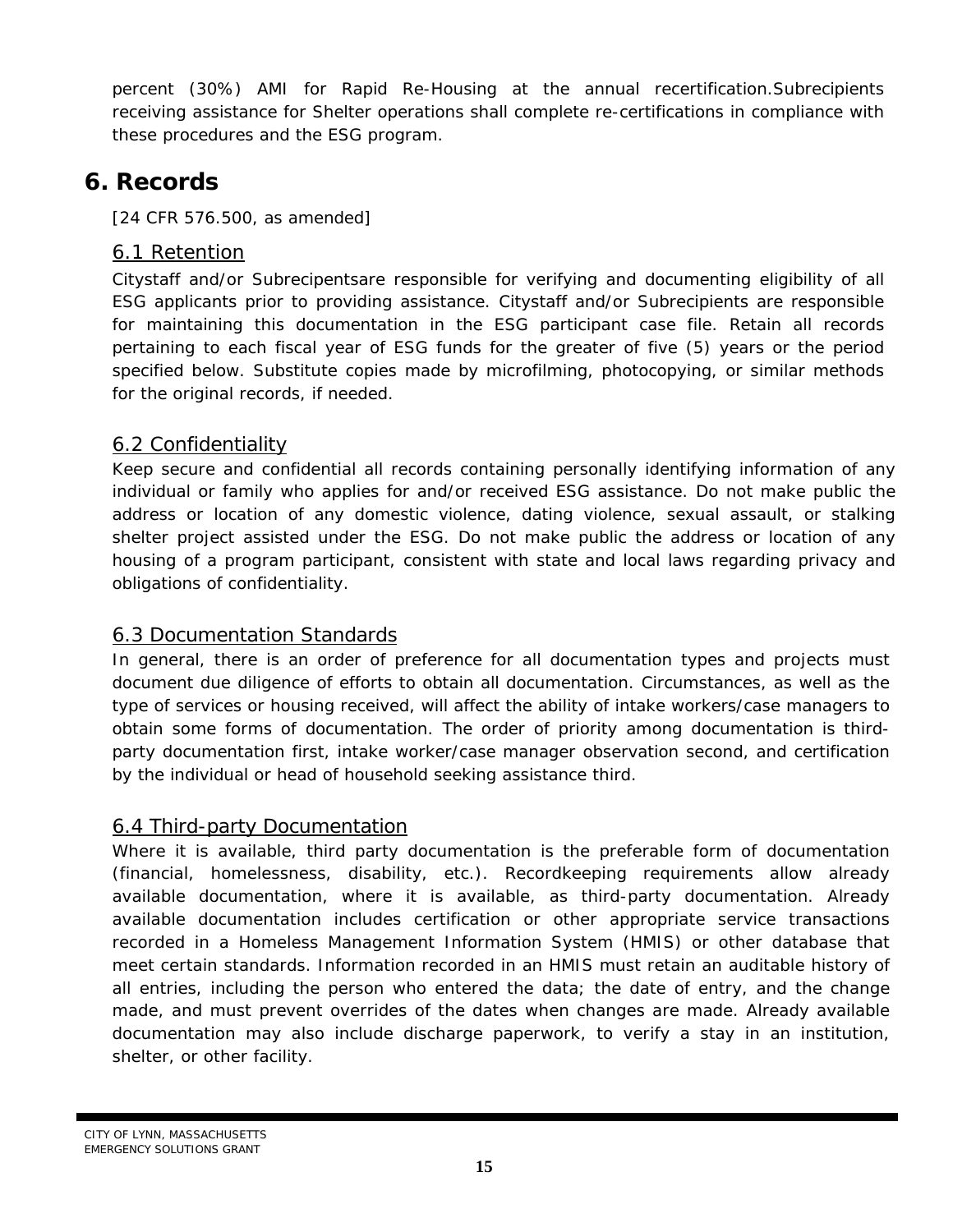percent (30%) AMI for Rapid Re-Housing at the annual recertification.Subrecipients receiving assistance for Shelter operations shall complete re-certifications in compliance with these procedures and the ESG program.

# 6. Records

[24 CFR 576.500, as amended]

## 6.1 Retention

Citystaff and/or Subrecipentsare responsible for verifying and documenting eligibility of all ESG applicants prior to providing assistance. Citystaff and/or Subrecipients are responsible for maintaining this documentation in the ESG participant case file. Retain all records pertaining to each fiscal year of ESG funds for the greater of five (5) years or the period specified below. Substitute copies made by microfilming, photocopying, or similar methods for the original records, if needed.

## 6.2 Confidentiality

Keep secure and confidential all records containing personally identifying information of any individual or family who applies for and/or received ESG assistance. Do not make public the address or location of any domestic violence, dating violence, sexual assault, or stalking shelter project assisted under the ESG. Do not make public the address or location of any housing of a program participant, consistent with state and local laws regarding privacy and obligations of confidentiality.

## 6.3 Documentation Standards

In general, there is an order of preference for all documentation types and projects must document due diligence of efforts to obtain all documentation. Circumstances, as well as the type of services or housing received, will affect the ability of intake workers/case managers to obtain some forms of documentation. The order of priority among documentation is third-party documentation first, intake worker/case manager observation second, and certification by the individual or head of household seeking assistance third.

## 6.4 Third-party Documentation

Where it is available, third party documentation is the preferable form of documentation (financial, homelessness, disability, etc.). Recordkeeping requirements allow already available documentation, where it is available, as third-party documentation. Already available documentation includes certification or other appropriate service transactions recorded in a Homeless Management Information System (HMIS) or other database that meet certain standards. Information recorded in an HMIS must retain an auditable history of all entries, including the person who entered the data; the date of entry, and the change made, and must prevent overrides of the dates when changes are made. Already available documentation may also include discharge paperwork, to verify a stay in an institution, shelter, or other facility.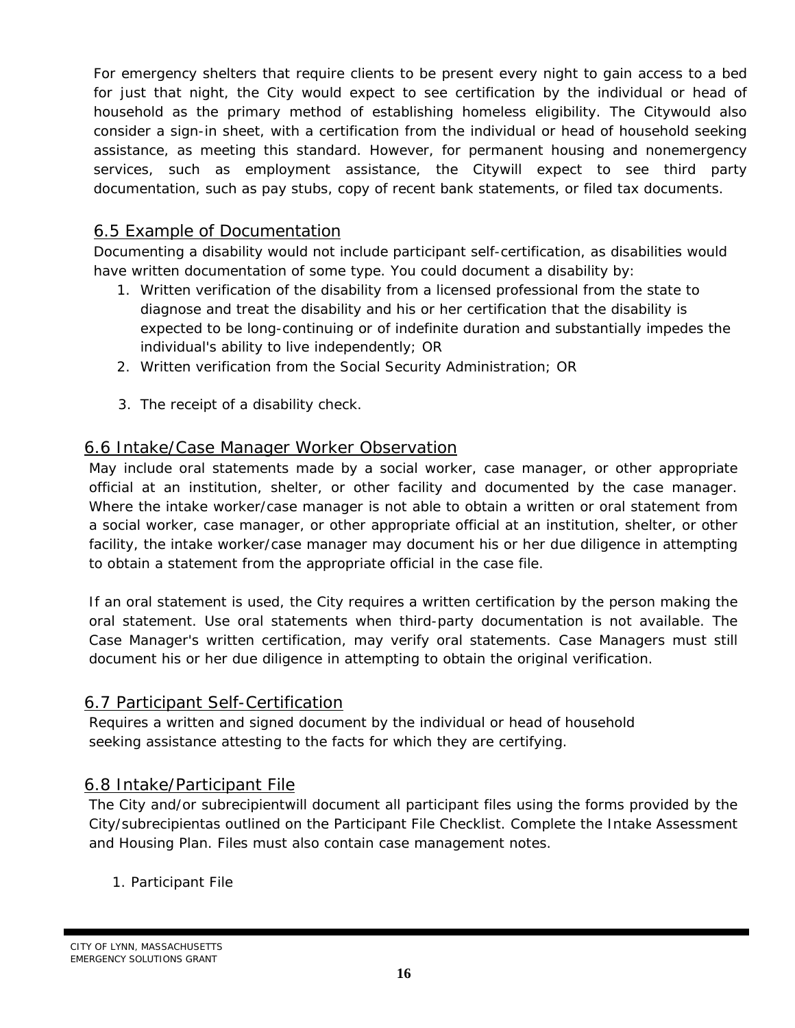For emergency shelters that require clients to be present every night to gain access to a bed for just that night, the City would expect to see certification by the individual or head of household as the primary method of establishing homeless eligibility. The Citywould also consider a sign-in sheet, with a certification from the individual or head of household seeking assistance, as meeting this standard. However, for permanent housing and nonemergency services, such as employment assistance, the Citywill expect to see third party documentation, such as pay stubs, copy of recent bank statements, or filed tax documents.

## 6.5 Example of Documentation

Documenting a disability would not include participant self-certification, as disabilities would have written documentation of some type. You could document a disability by:

1. Written verification of the disability from a licensed professional from the state to diagnose and treat the disability and his or her certification that the disability is expected to be long-continuing or of indefinite duration and substantially impedes the individual's ability to live independently; OR
2. Written verification from the Social Security Administration; OR
3. The receipt of a disability check.

## 6.6 Intake/Case Manager Worker Observation

May include oral statements made by a social worker, case manager, or other appropriate official at an institution, shelter, or other facility and documented by the case manager. Where the intake worker/case manager is not able to obtain a written or oral statement from a social worker, case manager, or other appropriate official at an institution, shelter, or other facility, the intake worker/case manager may document his or her due diligence in attempting to obtain a statement from the appropriate official in the case file.

If an oral statement is used, the City requires a written certification by the person making the oral statement. Use oral statements when third-party documentation is not available. The Case Manager's written certification, may verify oral statements. Case Managers must still document his or her due diligence in attempting to obtain the original verification.

## 6.7 Participant Self-Certification

Requires a written and signed document by the individual or head of household seeking assistance attesting to the facts for which they are certifying.

## 6.8 Intake/Participant File

The City and/or subrecipientwill document all participant files using the forms provided by the City/subrecipientas outlined on the Participant File Checklist. Complete the Intake Assessment and Housing Plan. Files must also contain case management notes.

1. Participant File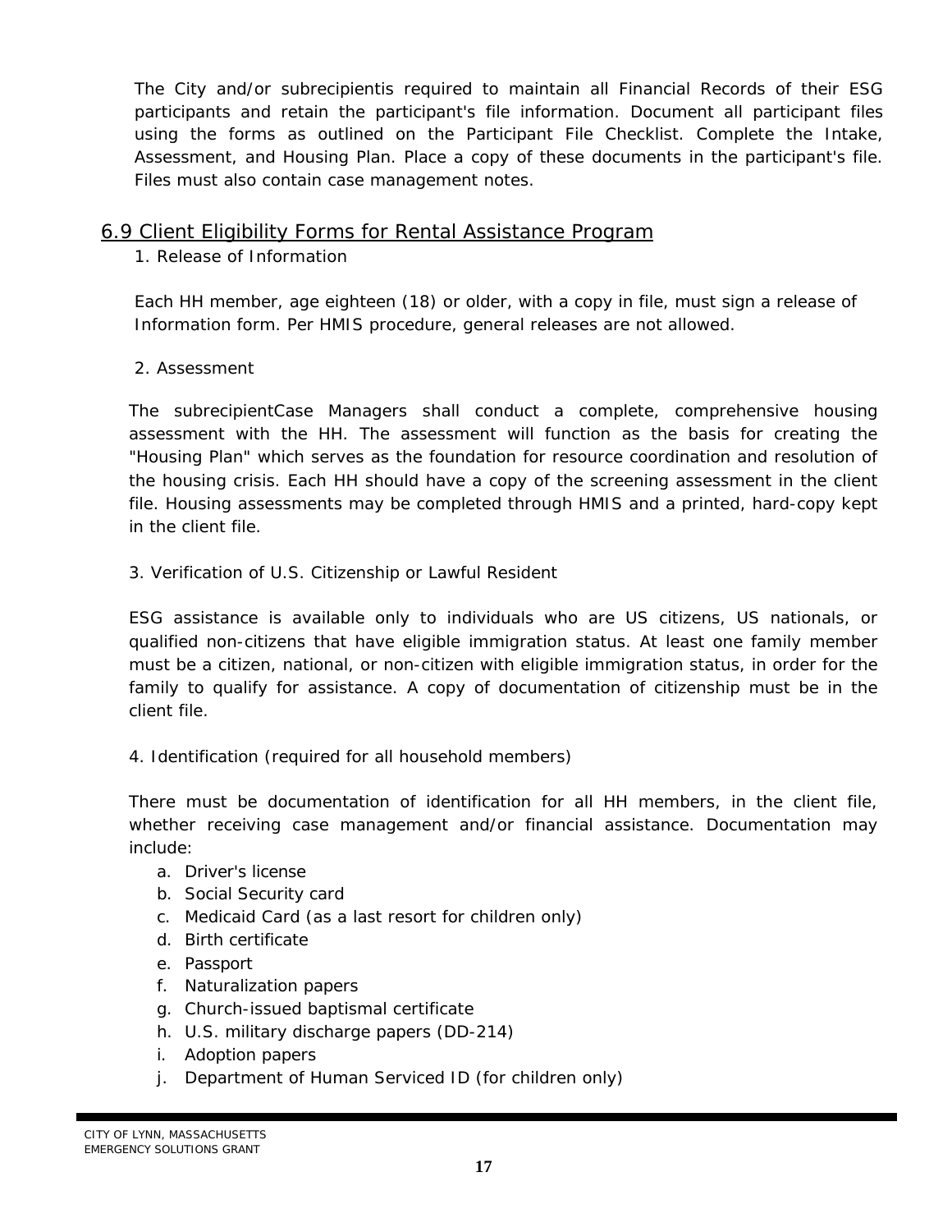The City and/or subrecipientis required to maintain all Financial Records of their ESG participants and retain the participant's file information. Document all participant files using the forms as outlined on the Participant File Checklist. Complete the Intake, Assessment, and Housing Plan. Place a copy of these documents in the participant's file. Files must also contain case management notes.

## 6.9 Client Eligibility Forms for Rental Assistance Program

1. Release of Information

Each HH member, age eighteen (18) or older, with a copy in file, must sign a release of Information form. Per HMIS procedure, general releases are not allowed.

2. Assessment

The subrecipientCase Managers shall conduct a complete, comprehensive housing assessment with the HH. The assessment will function as the basis for creating the "Housing Plan" which serves as the foundation for resource coordination and resolution of the housing crisis. Each HH should have a copy of the screening assessment in the client file. Housing assessments may be completed through HMIS and a printed, hard-copy kept in the client file.

3. Verification of U.S. Citizenship or Lawful Resident

ESG assistance is available only to individuals who are US citizens, US nationals, or qualified non-citizens that have eligible immigration status. At least one family member must be a citizen, national, or non-citizen with eligible immigration status, in order for the family to qualify for assistance. A copy of documentation of citizenship must be in the client file.

4. Identification (required for all household members)

There must be documentation of identification for all HH members, in the client file, whether receiving case management and/or financial assistance. Documentation may include:

a. Driver's license
b. Social Security card
c. Medicaid Card (as a last resort for children only)
d. Birth certificate
e. Passport
f. Naturalization papers
g. Church-issued baptismal certificate
h. U.S. military discharge papers (DD-214)
i. Adoption papers
j. Department of Human Serviced ID (for children only)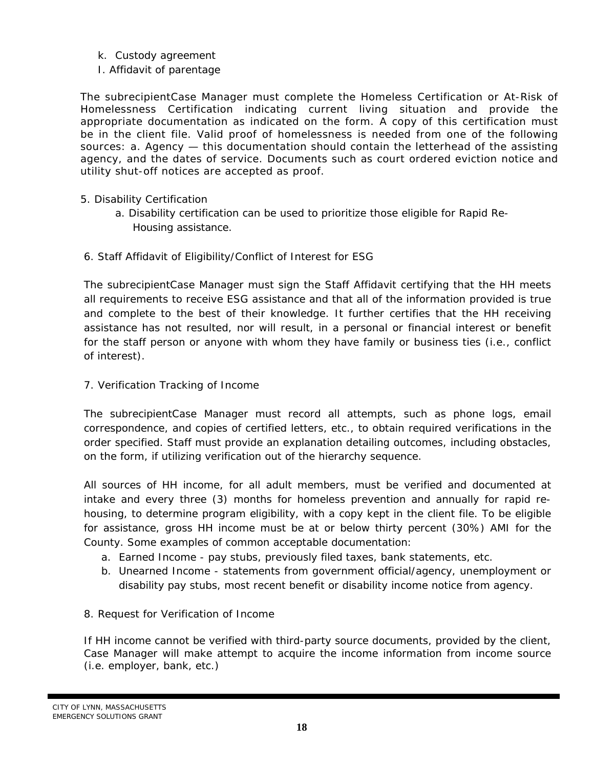k. Custody agreement

l. Affidavit of parentage

The subrecipientCase Manager must complete the Homeless Certification or At-Risk of Homelessness Certification indicating current living situation and provide the appropriate documentation as indicated on the form. A copy of this certification must be in the client file. Valid proof of homelessness is needed from one of the following sources: a. Agency — this documentation should contain the letterhead of the assisting agency, and the dates of service. Documents such as court ordered eviction notice and utility shut-off notices are accepted as proof.

5. Disability Certification
   a. Disability certification can be used to prioritize those eligible for Rapid Re-Housing assistance.

6. Staff Affidavit of Eligibility/Conflict of Interest for ESG

The subrecipientCase Manager must sign the Staff Affidavit certifying that the HH meets all requirements to receive ESG assistance and that all of the information provided is true and complete to the best of their knowledge. It further certifies that the HH receiving assistance has not resulted, nor will result, in a personal or financial interest or benefit for the staff person or anyone with whom they have family or business ties (i.e., conflict of interest).

7. Verification Tracking of Income

The subrecipientCase Manager must record all attempts, such as phone logs, email correspondence, and copies of certified letters, etc., to obtain required verifications in the order specified. Staff must provide an explanation detailing outcomes, including obstacles, on the form, if utilizing verification out of the hierarchy sequence.

All sources of HH income, for all adult members, must be verified and documented at intake and every three (3) months for homeless prevention and annually for rapid re-housing, to determine program eligibility, with a copy kept in the client file. To be eligible for assistance, gross HH income must be at or below thirty percent (30%) AMI for the County. Some examples of common acceptable documentation:

a. Earned Income - pay stubs, previously filed taxes, bank statements, etc.
b. Unearned Income - statements from government official/agency, unemployment or disability pay stubs, most recent benefit or disability income notice from agency.

8. Request for Verification of Income

If HH income cannot be verified with third-party source documents, provided by the client, Case Manager will make attempt to acquire the income information from income source (i.e. employer, bank, etc.)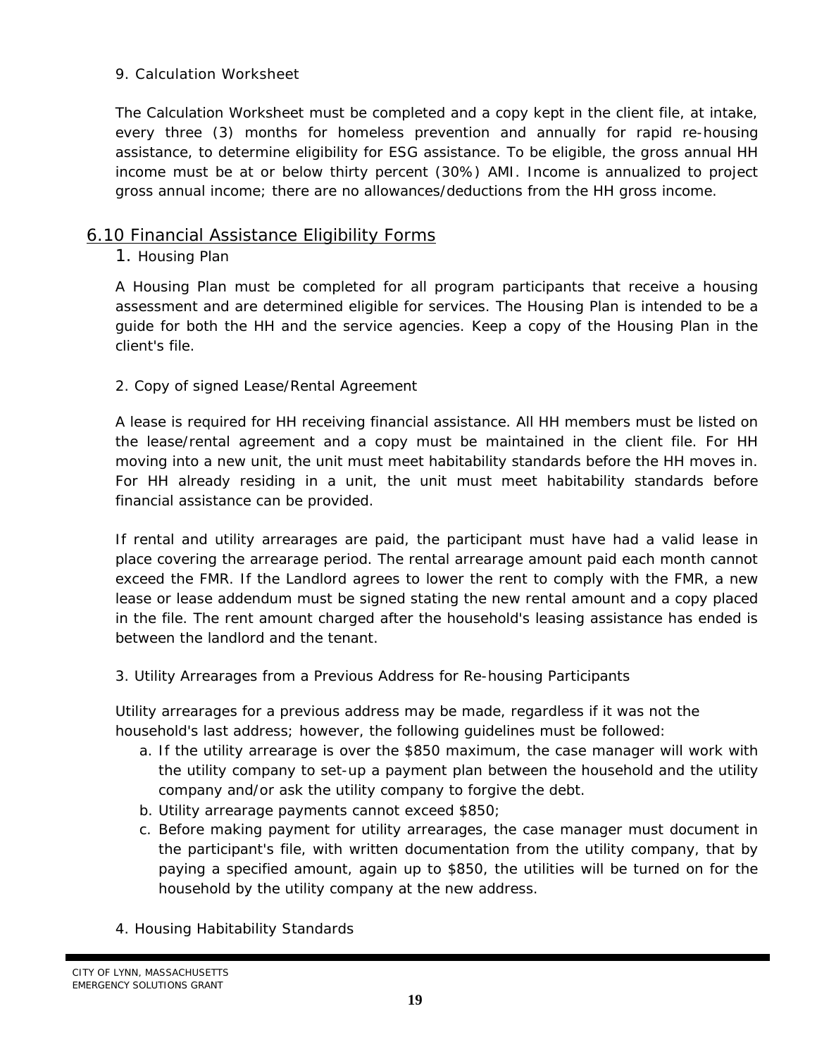9. Calculation Worksheet

The Calculation Worksheet must be completed and a copy kept in the client file, at intake, every three (3) months for homeless prevention and annually for rapid re-housing assistance, to determine eligibility for ESG assistance. To be eligible, the gross annual HH income must be at or below thirty percent (30%) AMI. Income is annualized to project gross annual income; there are no allowances/deductions from the HH gross income.

## 6.10 Financial Assistance Eligibility Forms

1. Housing Plan

A Housing Plan must be completed for all program participants that receive a housing assessment and are determined eligible for services. The Housing Plan is intended to be a guide for both the HH and the service agencies. Keep a copy of the Housing Plan in the client's file.

2. Copy of signed Lease/Rental Agreement

A lease is required for HH receiving financial assistance. All HH members must be listed on the lease/rental agreement and a copy must be maintained in the client file. For HH moving into a new unit, the unit must meet habitability standards before the HH moves in. For HH already residing in a unit, the unit must meet habitability standards before financial assistance can be provided.

If rental and utility arrearages are paid, the participant must have had a valid lease in place covering the arrearage period. The rental arrearage amount paid each month cannot exceed the FMR. If the Landlord agrees to lower the rent to comply with the FMR, a new lease or lease addendum must be signed stating the new rental amount and a copy placed in the file. The rent amount charged after the household's leasing assistance has ended is between the landlord and the tenant.

3. Utility Arrearages from a Previous Address for Re-housing Participants

Utility arrearages for a previous address may be made, regardless if it was not the household's last address; however, the following guidelines must be followed:

a. If the utility arrearage is over the $850 maximum, the case manager will work with the utility company to set-up a payment plan between the household and the utility company and/or ask the utility company to forgive the debt.
b. Utility arrearage payments cannot exceed $850;
c. Before making payment for utility arrearages, the case manager must document in the participant's file, with written documentation from the utility company, that by paying a specified amount, again up to $850, the utilities will be turned on for the household by the utility company at the new address.

4. Housing Habitability Standards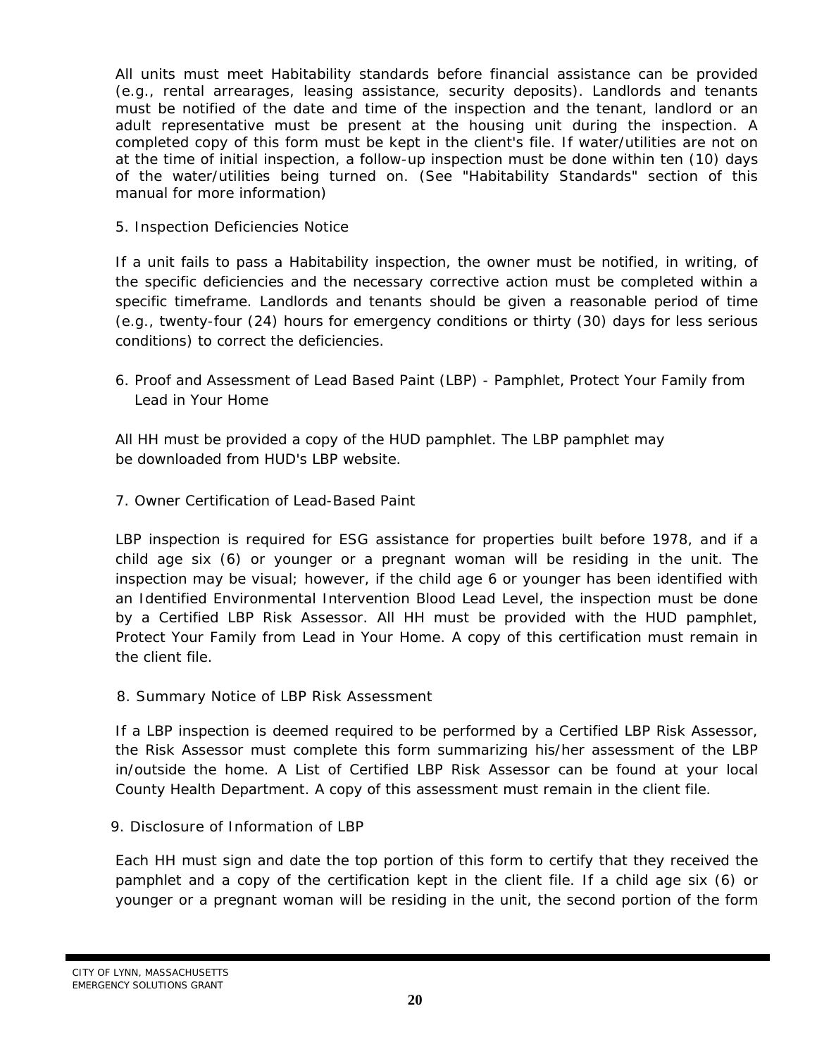All units must meet Habitability standards before financial assistance can be provided (e.g., rental arrearages, leasing assistance, security deposits). Landlords and tenants must be notified of the date and time of the inspection and the tenant, landlord or an adult representative must be present at the housing unit during the inspection. A completed copy of this form must be kept in the client's file. If water/utilities are not on at the time of initial inspection, a follow-up inspection must be done within ten (10) days of the water/utilities being turned on. (See "Habitability Standards" section of this manual for more information)

5. Inspection Deficiencies Notice

If a unit fails to pass a Habitability inspection, the owner must be notified, in writing, of the specific deficiencies and the necessary corrective action must be completed within a specific timeframe. Landlords and tenants should be given a reasonable period of time (e.g., twenty-four (24) hours for emergency conditions or thirty (30) days for less serious conditions) to correct the deficiencies.

6. Proof and Assessment of Lead Based Paint (LBP) - Pamphlet, Protect Your Family from Lead in Your Home

All HH must be provided a copy of the HUD pamphlet. The LBP pamphlet may be downloaded from HUD's LBP website.

7. Owner Certification of Lead-Based Paint

LBP inspection is required for ESG assistance for properties built before 1978, and if a child age six (6) or younger or a pregnant woman will be residing in the unit. The inspection may be visual; however, if the child age 6 or younger has been identified with an Identified Environmental Intervention Blood Lead Level, the inspection must be done by a Certified LBP Risk Assessor. All HH must be provided with the HUD pamphlet, Protect Your Family from Lead in Your Home. A copy of this certification must remain in the client file.

8. Summary Notice of LBP Risk Assessment

If a LBP inspection is deemed required to be performed by a Certified LBP Risk Assessor, the Risk Assessor must complete this form summarizing his/her assessment of the LBP in/outside the home. A List of Certified LBP Risk Assessor can be found at your local County Health Department. A copy of this assessment must remain in the client file.

9. Disclosure of Information of LBP

Each HH must sign and date the top portion of this form to certify that they received the pamphlet and a copy of the certification kept in the client file. If a child age six (6) or younger or a pregnant woman will be residing in the unit, the second portion of the form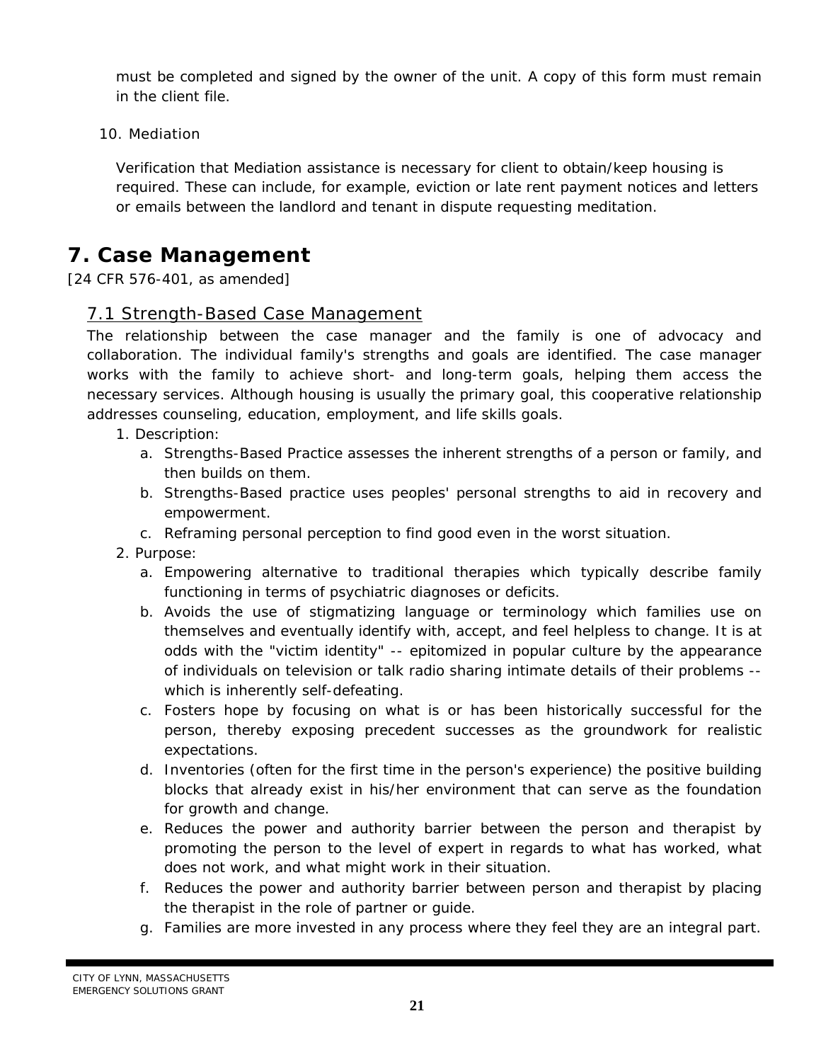must be completed and signed by the owner of the unit. A copy of this form must remain in the client file.

10. Mediation

Verification that Mediation assistance is necessary for client to obtain/keep housing is required. These can include, for example, eviction or late rent payment notices and letters or emails between the landlord and tenant in dispute requesting meditation.

# 7. Case Management

[24 CFR 576-401, as amended]

## 7.1 Strength-Based Case Management

The relationship between the case manager and the family is one of advocacy and collaboration. The individual family's strengths and goals are identified. The case manager works with the family to achieve short- and long-term goals, helping them access the necessary services. Although housing is usually the primary goal, this cooperative relationship addresses counseling, education, employment, and life skills goals.

1. Description:
   a. Strengths-Based Practice assesses the inherent strengths of a person or family, and then builds on them.
   b. Strengths-Based practice uses peoples' personal strengths to aid in recovery and empowerment.
   c. Reframing personal perception to find good even in the worst situation.
2. Purpose:
   a. Empowering alternative to traditional therapies which typically describe family functioning in terms of psychiatric diagnoses or deficits.
   b. Avoids the use of stigmatizing language or terminology which families use on themselves and eventually identify with, accept, and feel helpless to change. It is at odds with the "victim identity" -- epitomized in popular culture by the appearance of individuals on television or talk radio sharing intimate details of their problems -- which is inherently self-defeating.
   c. Fosters hope by focusing on what is or has been historically successful for the person, thereby exposing precedent successes as the groundwork for realistic expectations.
   d. Inventories (often for the first time in the person's experience) the positive building blocks that already exist in his/her environment that can serve as the foundation for growth and change.
   e. Reduces the power and authority barrier between the person and therapist by promoting the person to the level of expert in regards to what has worked, what does not work, and what might work in their situation.
   f. Reduces the power and authority barrier between person and therapist by placing the therapist in the role of partner or guide.
   g. Families are more invested in any process where they feel they are an integral part.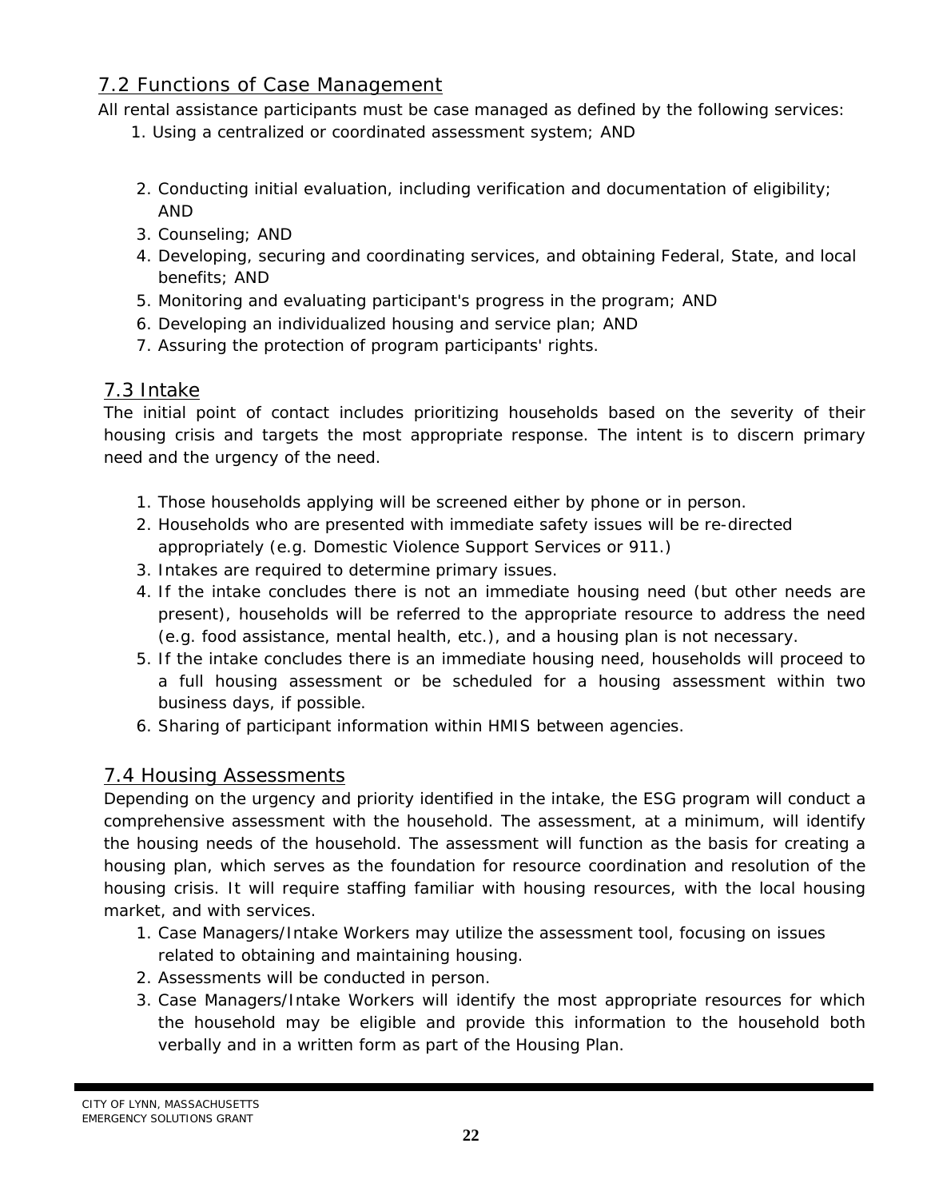## 7.2 Functions of Case Management

All rental assistance participants must be case managed as defined by the following services:

1. Using a centralized or coordinated assessment system; AND
2. Conducting initial evaluation, including verification and documentation of eligibility; AND
3. Counseling; AND
4. Developing, securing and coordinating services, and obtaining Federal, State, and local benefits; AND
5. Monitoring and evaluating participant's progress in the program; AND
6. Developing an individualized housing and service plan; AND
7. Assuring the protection of program participants' rights.

## 7.3 Intake

The initial point of contact includes prioritizing households based on the severity of their housing crisis and targets the most appropriate response. The intent is to discern primary need and the urgency of the need.

1. Those households applying will be screened either by phone or in person.
2. Households who are presented with immediate safety issues will be re-directed appropriately (e.g. Domestic Violence Support Services or 911.)
3. Intakes are required to determine primary issues.
4. If the intake concludes there is not an immediate housing need (but other needs are present), households will be referred to the appropriate resource to address the need (e.g. food assistance, mental health, etc.), and a housing plan is not necessary.
5. If the intake concludes there is an immediate housing need, households will proceed to a full housing assessment or be scheduled for a housing assessment within two business days, if possible.
6. Sharing of participant information within HMIS between agencies.

## 7.4 Housing Assessments

Depending on the urgency and priority identified in the intake, the ESG program will conduct a comprehensive assessment with the household. The assessment, at a minimum, will identify the housing needs of the household. The assessment will function as the basis for creating a housing plan, which serves as the foundation for resource coordination and resolution of the housing crisis. It will require staffing familiar with housing resources, with the local housing market, and with services.

1. Case Managers/Intake Workers may utilize the assessment tool, focusing on issues related to obtaining and maintaining housing.
2. Assessments will be conducted in person.
3. Case Managers/Intake Workers will identify the most appropriate resources for which the household may be eligible and provide this information to the household both verbally and in a written form as part of the Housing Plan.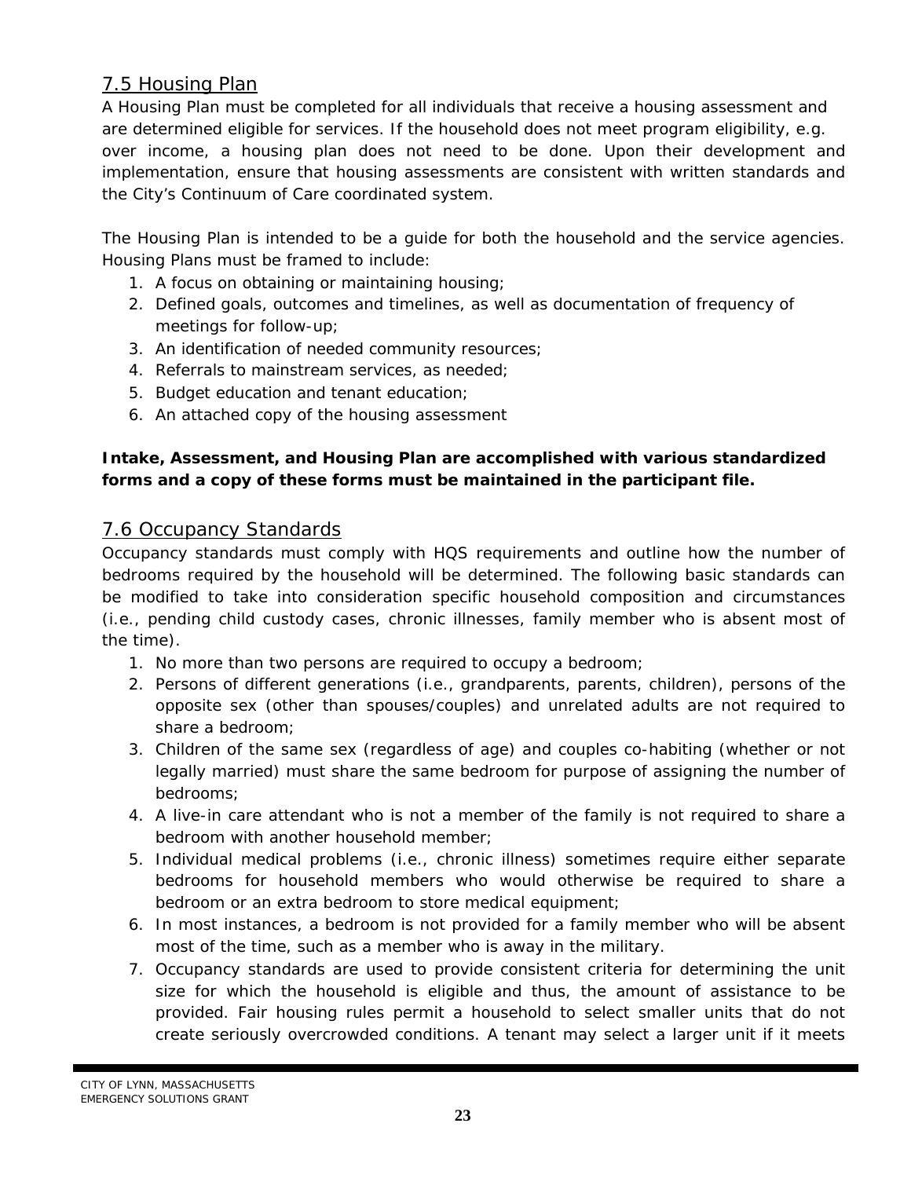## 7.5 Housing Plan

A Housing Plan must be completed for all individuals that receive a housing assessment and are determined eligible for services. If the household does not meet program eligibility, e.g. over income, a housing plan does not need to be done. Upon their development and implementation, ensure that housing assessments are consistent with written standards and the City's Continuum of Care coordinated system.

The Housing Plan is intended to be a guide for both the household and the service agencies. Housing Plans must be framed to include:

1. A focus on obtaining or maintaining housing;
2. Defined goals, outcomes and timelines, as well as documentation of frequency of meetings for follow-up;
3. An identification of needed community resources;
4. Referrals to mainstream services, as needed;
5. Budget education and tenant education;
6. An attached copy of the housing assessment

**Intake, Assessment, and Housing Plan are accomplished with various standardized forms and a copy of these forms must be maintained in the participant file.**

## 7.6 Occupancy Standards

Occupancy standards must comply with HQS requirements and outline how the number of bedrooms required by the household will be determined. The following basic standards can be modified to take into consideration specific household composition and circumstances (i.e., pending child custody cases, chronic illnesses, family member who is absent most of the time).

1. No more than two persons are required to occupy a bedroom;
2. Persons of different generations (i.e., grandparents, parents, children), persons of the opposite sex (other than spouses/couples) and unrelated adults are not required to share a bedroom;
3. Children of the same sex (regardless of age) and couples co-habiting (whether or not legally married) must share the same bedroom for purpose of assigning the number of bedrooms;
4. A live-in care attendant who is not a member of the family is not required to share a bedroom with another household member;
5. Individual medical problems (i.e., chronic illness) sometimes require either separate bedrooms for household members who would otherwise be required to share a bedroom or an extra bedroom to store medical equipment;
6. In most instances, a bedroom is not provided for a family member who will be absent most of the time, such as a member who is away in the military.
7. Occupancy standards are used to provide consistent criteria for determining the unit size for which the household is eligible and thus, the amount of assistance to be provided. Fair housing rules permit a household to select smaller units that do not create seriously overcrowded conditions. A tenant may select a larger unit if it meets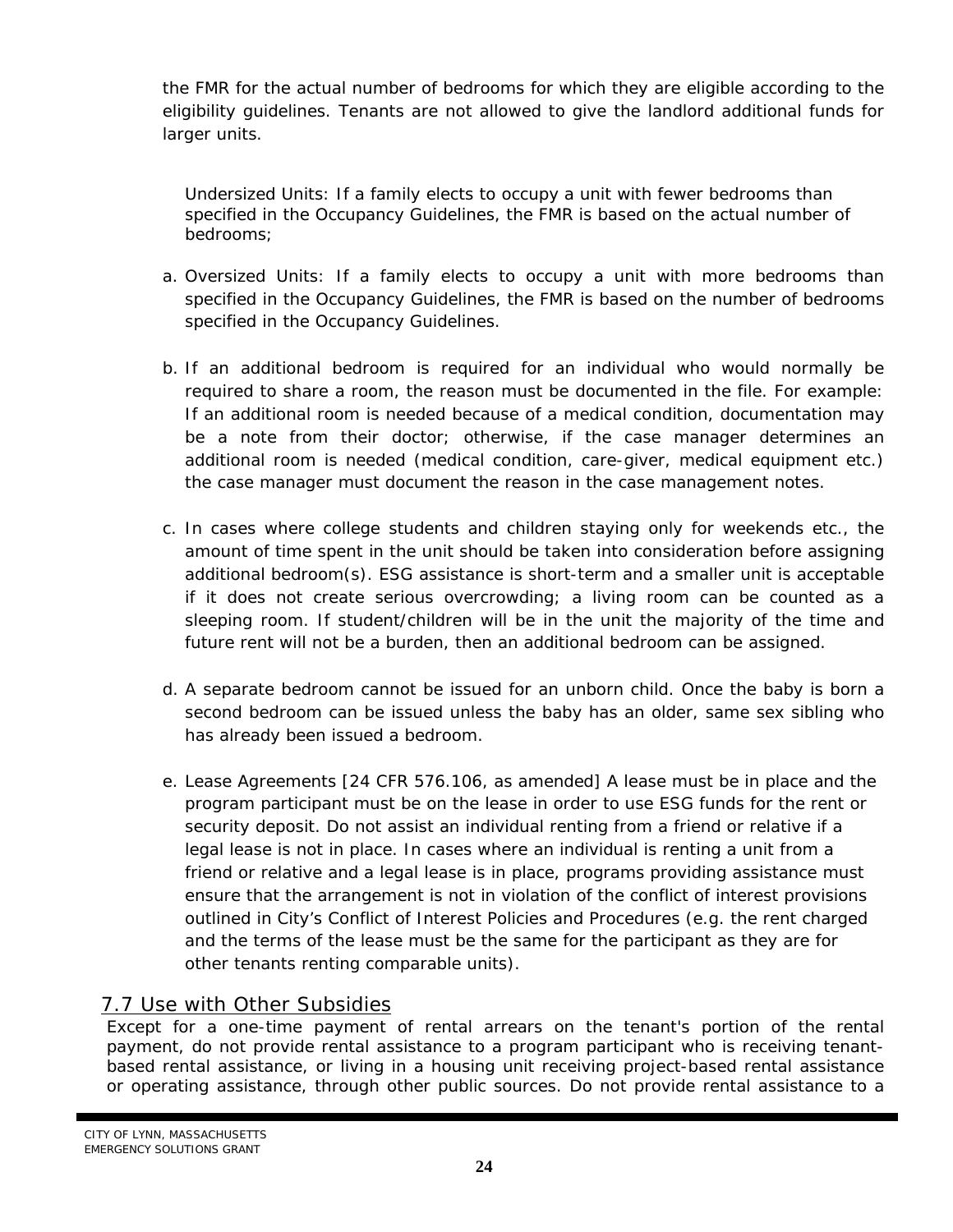the FMR for the actual number of bedrooms for which they are eligible according to the eligibility guidelines. Tenants are not allowed to give the landlord additional funds for larger units.

Undersized Units: If a family elects to occupy a unit with fewer bedrooms than specified in the Occupancy Guidelines, the FMR is based on the actual number of bedrooms;

a. Oversized Units: If a family elects to occupy a unit with more bedrooms than specified in the Occupancy Guidelines, the FMR is based on the number of bedrooms specified in the Occupancy Guidelines.

b. If an additional bedroom is required for an individual who would normally be required to share a room, the reason must be documented in the file. For example: If an additional room is needed because of a medical condition, documentation may be a note from their doctor; otherwise, if the case manager determines an additional room is needed (medical condition, care-giver, medical equipment etc.) the case manager must document the reason in the case management notes.

c. In cases where college students and children staying only for weekends etc., the amount of time spent in the unit should be taken into consideration before assigning additional bedroom(s). ESG assistance is short-term and a smaller unit is acceptable if it does not create serious overcrowding; a living room can be counted as a sleeping room. If student/children will be in the unit the majority of the time and future rent will not be a burden, then an additional bedroom can be assigned.

d. A separate bedroom cannot be issued for an unborn child. Once the baby is born a second bedroom can be issued unless the baby has an older, same sex sibling who has already been issued a bedroom.

e. Lease Agreements [24 CFR 576.106, as amended] A lease must be in place and the program participant must be on the lease in order to use ESG funds for the rent or security deposit. Do not assist an individual renting from a friend or relative if a legal lease is not in place. In cases where an individual is renting a unit from a friend or relative and a legal lease is in place, programs providing assistance must ensure that the arrangement is not in violation of the conflict of interest provisions outlined in City's Conflict of Interest Policies and Procedures (e.g. the rent charged and the terms of the lease must be the same for the participant as they are for other tenants renting comparable units).

## 7.7 Use with Other Subsidies

Except for a one-time payment of rental arrears on the tenant's portion of the rental payment, do not provide rental assistance to a program participant who is receiving tenant-based rental assistance, or living in a housing unit receiving project-based rental assistance or operating assistance, through other public sources. Do not provide rental assistance to a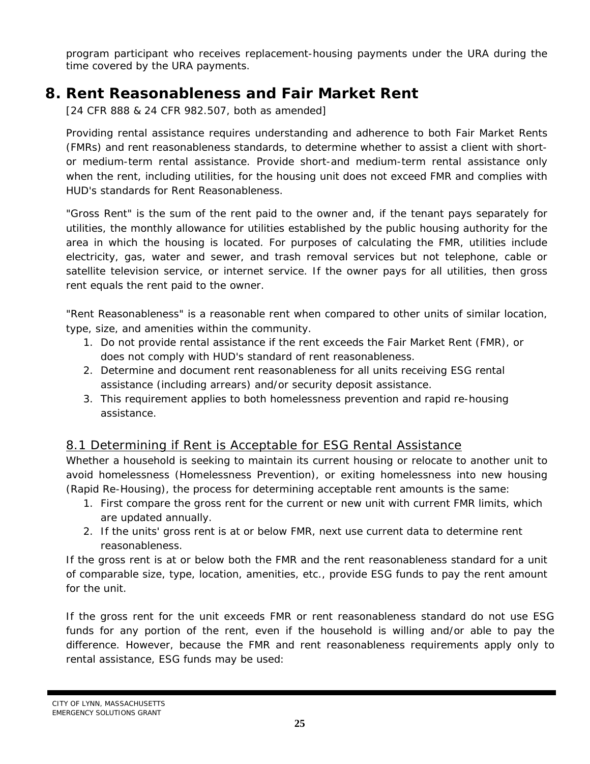program participant who receives replacement-housing payments under the URA during the time covered by the URA payments.

# 8. Rent Reasonableness and Fair Market Rent

[24 CFR 888 & 24 CFR 982.507, both as amended]

Providing rental assistance requires understanding and adherence to both Fair Market Rents (FMRs) and rent reasonableness standards, to determine whether to assist a client with short- or medium-term rental assistance. Provide short-and medium-term rental assistance only when the rent, including utilities, for the housing unit does not exceed FMR and complies with HUD's standards for Rent Reasonableness.

"Gross Rent" is the sum of the rent paid to the owner and, if the tenant pays separately for utilities, the monthly allowance for utilities established by the public housing authority for the area in which the housing is located. For purposes of calculating the FMR, utilities include electricity, gas, water and sewer, and trash removal services but not telephone, cable or satellite television service, or internet service. If the owner pays for all utilities, then gross rent equals the rent paid to the owner.

"Rent Reasonableness" is a reasonable rent when compared to other units of similar location, type, size, and amenities within the community.

1. Do not provide rental assistance if the rent exceeds the Fair Market Rent (FMR), or does not comply with HUD's standard of rent reasonableness.
2. Determine and document rent reasonableness for all units receiving ESG rental assistance (including arrears) and/or security deposit assistance.
3. This requirement applies to both homelessness prevention and rapid re-housing assistance.

## 8.1 Determining if Rent is Acceptable for ESG Rental Assistance

Whether a household is seeking to maintain its current housing or relocate to another unit to avoid homelessness (Homelessness Prevention), or exiting homelessness into new housing (Rapid Re-Housing), the process for determining acceptable rent amounts is the same:

1. First compare the gross rent for the current or new unit with current FMR limits, which are updated annually.
2. If the units' gross rent is at or below FMR, next use current data to determine rent reasonableness.

If the gross rent is at or below both the FMR and the rent reasonableness standard for a unit of comparable size, type, location, amenities, etc., provide ESG funds to pay the rent amount for the unit.

If the gross rent for the unit exceeds FMR or rent reasonableness standard do not use ESG funds for any portion of the rent, even if the household is willing and/or able to pay the difference. However, because the FMR and rent reasonableness requirements apply only to rental assistance, ESG funds may be used: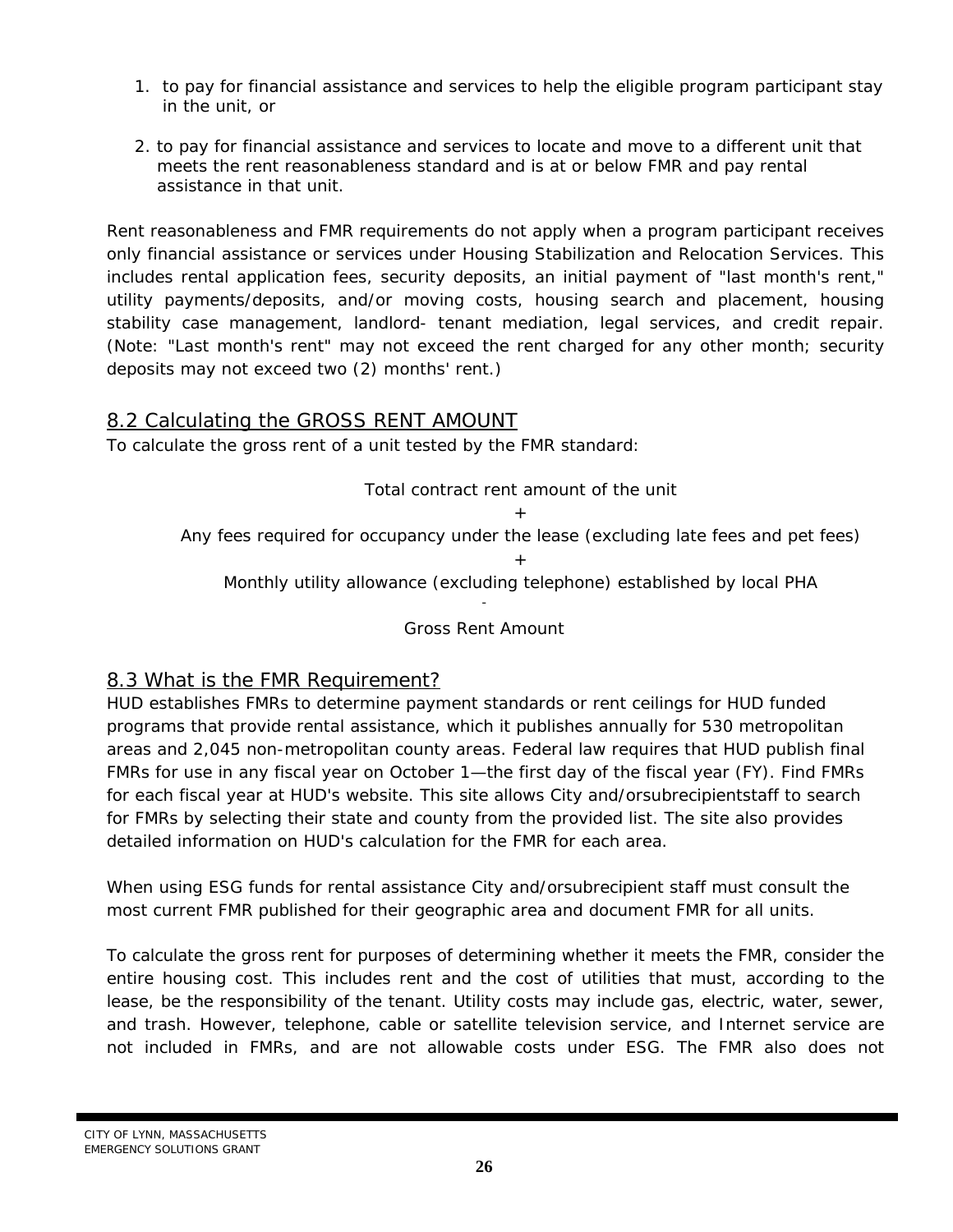1. to pay for financial assistance and services to help the eligible program participant stay in the unit, or

2. to pay for financial assistance and services to locate and move to a different unit that meets the rent reasonableness standard and is at or below FMR and pay rental assistance in that unit.

Rent reasonableness and FMR requirements do not apply when a program participant receives only financial assistance or services under Housing Stabilization and Relocation Services. This includes rental application fees, security deposits, an initial payment of "last month's rent," utility payments/deposits, and/or moving costs, housing search and placement, housing stability case management, landlord- tenant mediation, legal services, and credit repair. (Note: "Last month's rent" may not exceed the rent charged for any other month; security deposits may not exceed two (2) months' rent.)

## 8.2 Calculating the GROSS RENT AMOUNT

To calculate the gross rent of a unit tested by the FMR standard:

Total contract rent amount of the unit

\+

Any fees required for occupancy under the lease (excluding late fees and pet fees)

\+

Monthly utility allowance (excluding telephone) established by local PHA

\-

Gross Rent Amount

## 8.3 What is the FMR Requirement?

HUD establishes FMRs to determine payment standards or rent ceilings for HUD funded programs that provide rental assistance, which it publishes annually for 530 metropolitan areas and 2,045 non-metropolitan county areas. Federal law requires that HUD publish final FMRs for use in any fiscal year on October 1—the first day of the fiscal year (FY). Find FMRs for each fiscal year at HUD's website. This site allows City and/orsubrecipientstaff to search for FMRs by selecting their state and county from the provided list. The site also provides detailed information on HUD's calculation for the FMR for each area.

When using ESG funds for rental assistance City and/orsubrecipient staff must consult the most current FMR published for their geographic area and document FMR for all units.

To calculate the gross rent for purposes of determining whether it meets the FMR, consider the entire housing cost. This includes rent and the cost of utilities that must, according to the lease, be the responsibility of the tenant. Utility costs may include gas, electric, water, sewer, and trash. However, telephone, cable or satellite television service, and Internet service are not included in FMRs, and are not allowable costs under ESG. The FMR also does not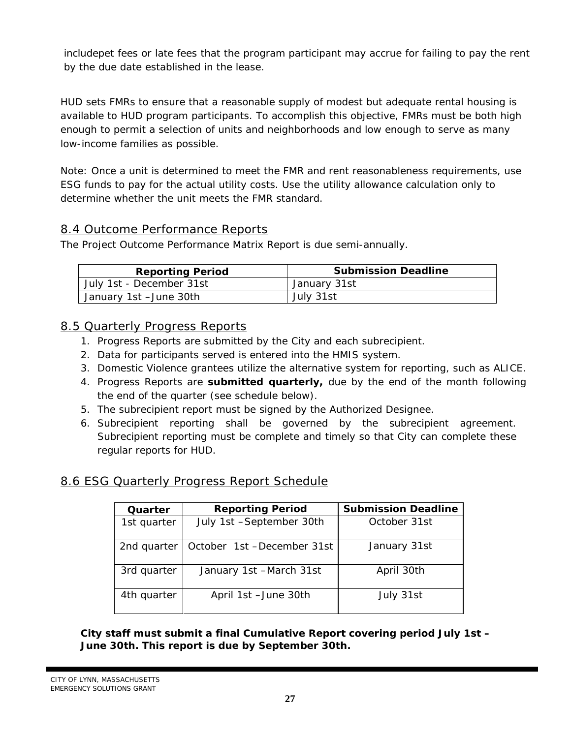includepet fees or late fees that the program participant may accrue for failing to pay the rent by the due date established in the lease.

HUD sets FMRs to ensure that a reasonable supply of modest but adequate rental housing is available to HUD program participants. To accomplish this objective, FMRs must be both high enough to permit a selection of units and neighborhoods and low enough to serve as many low-income families as possible.

Note: Once a unit is determined to meet the FMR and rent reasonableness requirements, use ESG funds to pay for the actual utility costs. Use the utility allowance calculation only to determine whether the unit meets the FMR standard.

## 8.4 Outcome Performance Reports

The Project Outcome Performance Matrix Report is due semi-annually.

| Reporting Period | Submission Deadline |
|---|---|
| July 1st - December 31st | January 31st |
| January 1st –June 30th | July 31st |

## 8.5 Quarterly Progress Reports

1. Progress Reports are submitted by the City and each subrecipient.
2. Data for participants served is entered into the HMIS system.
3. Domestic Violence grantees utilize the alternative system for reporting, such as ALICE.
4. Progress Reports are **submitted quarterly,** due by the end of the month following the end of the quarter (see schedule below).
5. The subrecipient report must be signed by the Authorized Designee.
6. Subrecipient reporting shall be governed by the subrecipient agreement. Subrecipient reporting must be complete and timely so that City can complete these regular reports for HUD.

## 8.6 ESG Quarterly Progress Report Schedule

| Quarter | Reporting Period | Submission Deadline |
|---|---|---|
| 1st quarter | July 1st –September 30th | October 31st |
| 2nd quarter | October 1st –December 31st | January 31st |
| 3rd quarter | January 1st –March 31st | April 30th |
| 4th quarter | April 1st –June 30th | July 31st |

**City staff must submit a final Cumulative Report covering period July 1st – June 30th. This report is due by September 30th.**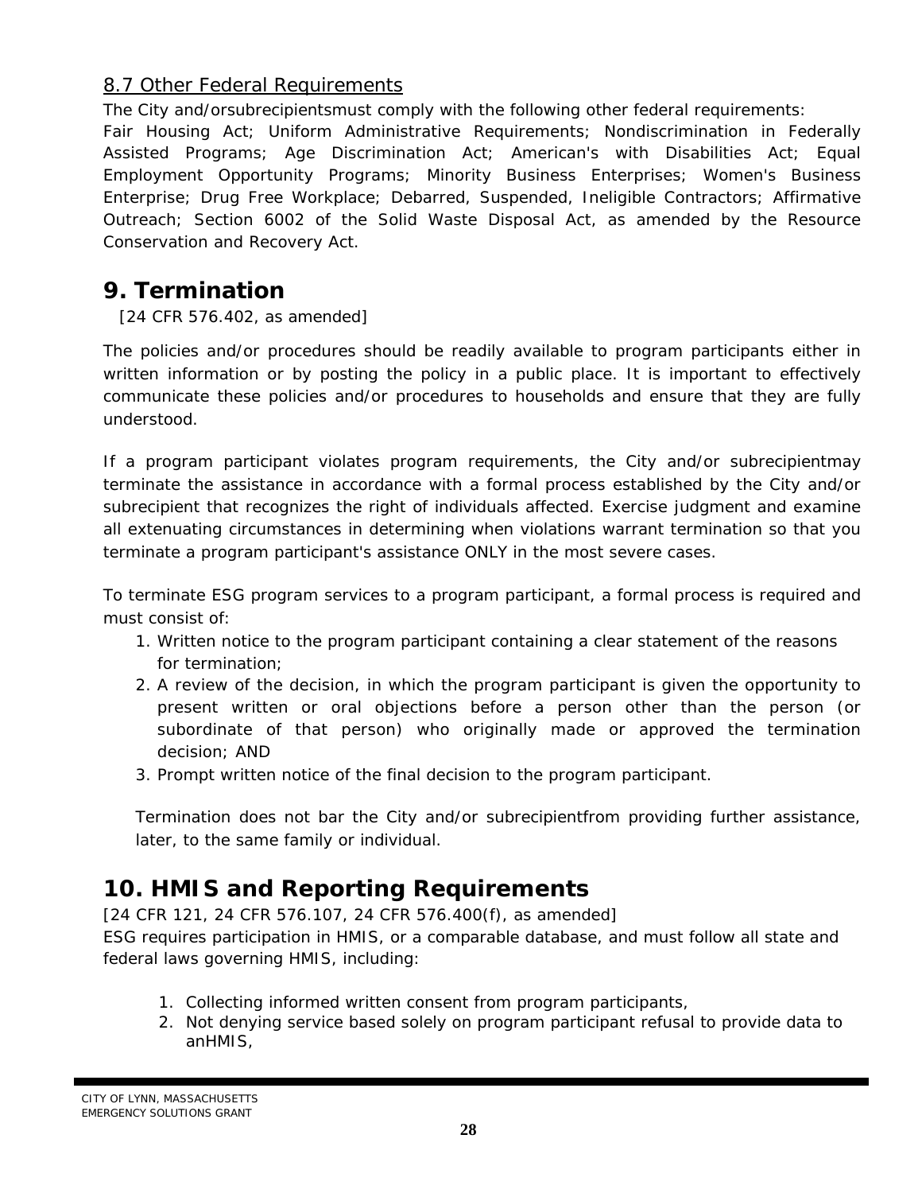## 8.7 Other Federal Requirements

The City and/orsubrecipientsmust comply with the following other federal requirements:
Fair Housing Act; Uniform Administrative Requirements; Nondiscrimination in Federally Assisted Programs; Age Discrimination Act; American's with Disabilities Act; Equal Employment Opportunity Programs; Minority Business Enterprises; Women's Business Enterprise; Drug Free Workplace; Debarred, Suspended, Ineligible Contractors; Affirmative Outreach; Section 6002 of the Solid Waste Disposal Act, as amended by the Resource Conservation and Recovery Act.

# 9. Termination

[24 CFR 576.402, as amended]

The policies and/or procedures should be readily available to program participants either in written information or by posting the policy in a public place. It is important to effectively communicate these policies and/or procedures to households and ensure that they are fully understood.

If a program participant violates program requirements, the City and/or subrecipientmay terminate the assistance in accordance with a formal process established by the City and/or subrecipient that recognizes the right of individuals affected. Exercise judgment and examine all extenuating circumstances in determining when violations warrant termination so that you terminate a program participant's assistance ONLY in the most severe cases.

To terminate ESG program services to a program participant, a formal process is required and must consist of:

1. Written notice to the program participant containing a clear statement of the reasons for termination;
2. A review of the decision, in which the program participant is given the opportunity to present written or oral objections before a person other than the person (or subordinate of that person) who originally made or approved the termination decision; AND
3. Prompt written notice of the final decision to the program participant.

Termination does not bar the City and/or subrecipientfrom providing further assistance, later, to the same family or individual.

# 10. HMIS and Reporting Requirements

[24 CFR 121, 24 CFR 576.107, 24 CFR 576.400(f), as amended]
ESG requires participation in HMIS, or a comparable database, and must follow all state and federal laws governing HMIS, including:

1. Collecting informed written consent from program participants,
2. Not denying service based solely on program participant refusal to provide data to anHMIS,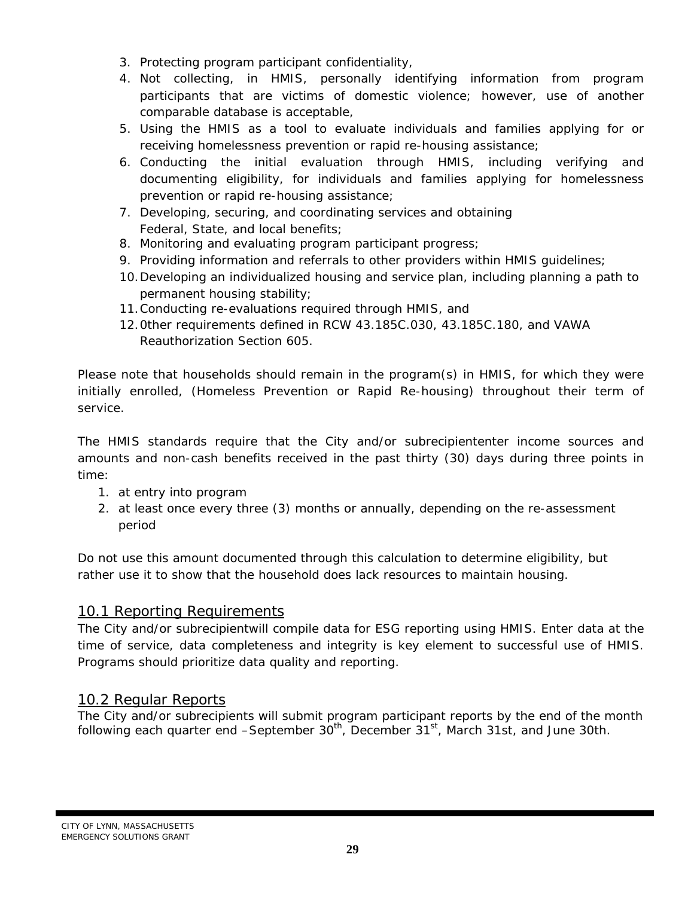3. Protecting program participant confidentiality,
4. Not collecting, in HMIS, personally identifying information from program participants that are victims of domestic violence; however, use of another comparable database is acceptable,
5. Using the HMIS as a tool to evaluate individuals and families applying for or receiving homelessness prevention or rapid re-housing assistance;
6. Conducting the initial evaluation through HMIS, including verifying and documenting eligibility, for individuals and families applying for homelessness prevention or rapid re-housing assistance;
7. Developing, securing, and coordinating services and obtaining Federal, State, and local benefits;
8. Monitoring and evaluating program participant progress;
9. Providing information and referrals to other providers within HMIS guidelines;
10. Developing an individualized housing and service plan, including planning a path to permanent housing stability;
11. Conducting re-evaluations required through HMIS, and
12. 0ther requirements defined in RCW 43.185C.030, 43.185C.180, and VAWA Reauthorization Section 605.

Please note that households should remain in the program(s) in HMIS, for which they were initially enrolled, (Homeless Prevention or Rapid Re-housing) throughout their term of service.

The HMIS standards require that the City and/or subrecipiententer income sources and amounts and non-cash benefits received in the past thirty (30) days during three points in time:

1. at entry into program
2. at least once every three (3) months or annually, depending on the re-assessment period

Do not use this amount documented through this calculation to determine eligibility, but rather use it to show that the household does lack resources to maintain housing.

## 10.1 Reporting Requirements

The City and/or subrecipientwill compile data for ESG reporting using HMIS. Enter data at the time of service, data completeness and integrity is key element to successful use of HMIS. Programs should prioritize data quality and reporting.

## 10.2 Regular Reports

The City and/or subrecipients will submit program participant reports by the end of the month following each quarter end –September 30th, December 31st, March 31st, and June 30th.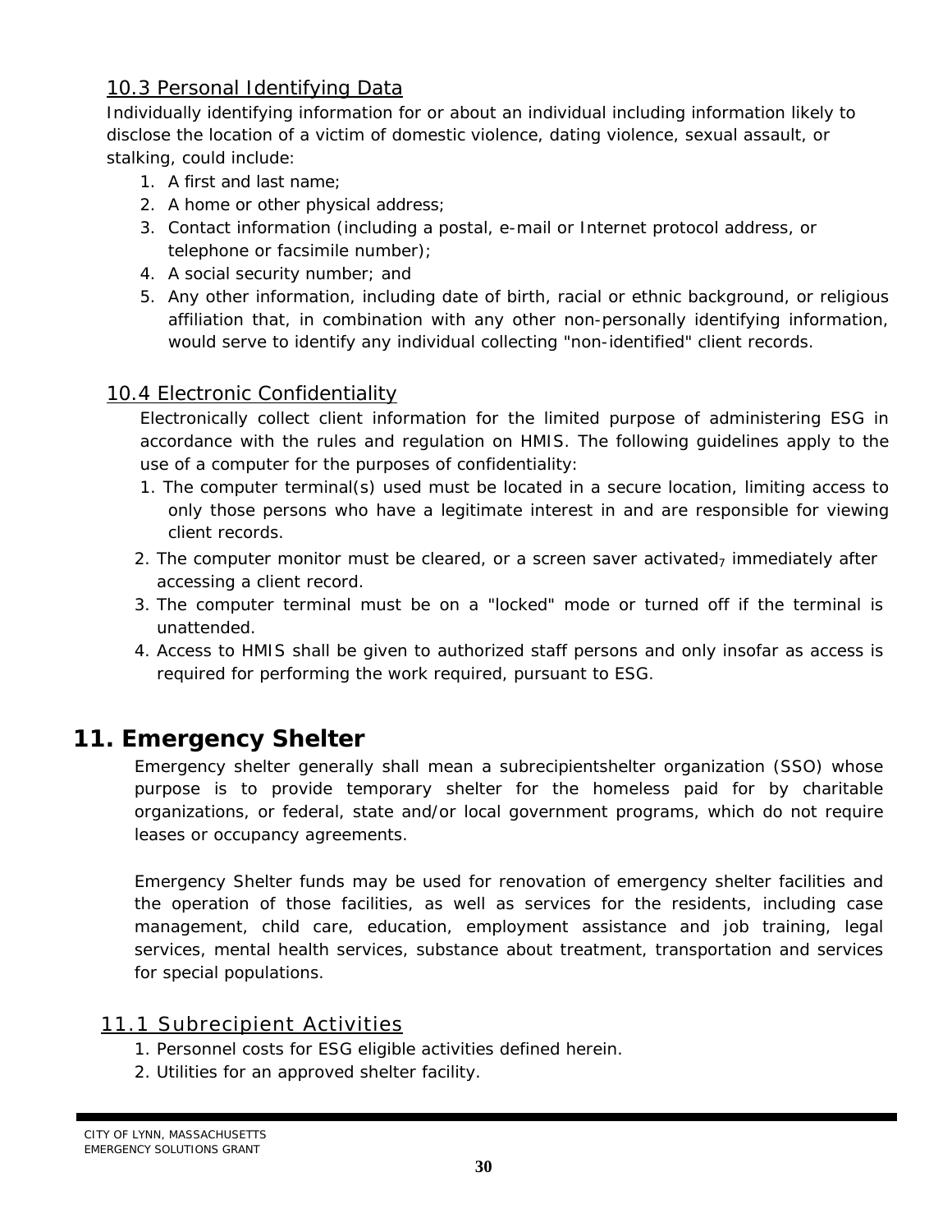### 10.3 Personal Identifying Data

Individually identifying information for or about an individual including information likely to disclose the location of a victim of domestic violence, dating violence, sexual assault, or stalking, could include:

1. A first and last name;
2. A home or other physical address;
3. Contact information (including a postal, e-mail or Internet protocol address, or telephone or facsimile number);
4. A social security number; and
5. Any other information, including date of birth, racial or ethnic background, or religious affiliation that, in combination with any other non-personally identifying information, would serve to identify any individual collecting "non-identified" client records.

### 10.4 Electronic Confidentiality

Electronically collect client information for the limited purpose of administering ESG in accordance with the rules and regulation on HMIS. The following guidelines apply to the use of a computer for the purposes of confidentiality:

1. The computer terminal(s) used must be located in a secure location, limiting access to only those persons who have a legitimate interest in and are responsible for viewing client records.
2. The computer monitor must be cleared, or a screen saver activated, immediately after accessing a client record.
3. The computer terminal must be on a "locked" mode or turned off if the terminal is unattended.
4. Access to HMIS shall be given to authorized staff persons and only insofar as access is required for performing the work required, pursuant to ESG.

## 11. Emergency Shelter

Emergency shelter generally shall mean a subrecipientshelter organization (SSO) whose purpose is to provide temporary shelter for the homeless paid for by charitable organizations, or federal, state and/or local government programs, which do not require leases or occupancy agreements.

Emergency Shelter funds may be used for renovation of emergency shelter facilities and the operation of those facilities, as well as services for the residents, including case management, child care, education, employment assistance and job training, legal services, mental health services, substance about treatment, transportation and services for special populations.

### 11.1 Subrecipient Activities

1. Personnel costs for ESG eligible activities defined herein.
2. Utilities for an approved shelter facility.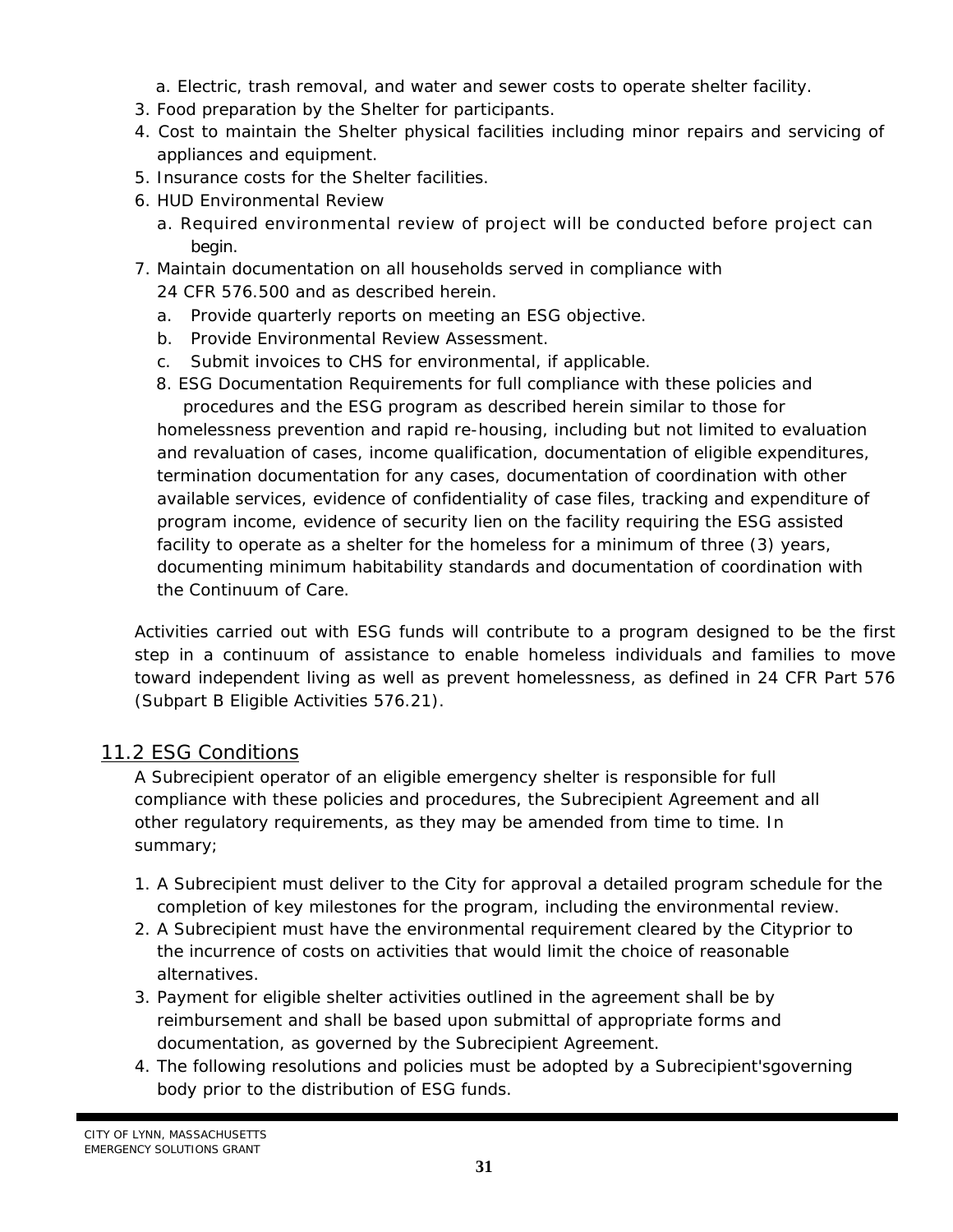a. Electric, trash removal, and water and sewer costs to operate shelter facility.

3. Food preparation by the Shelter for participants.
4. Cost to maintain the Shelter physical facilities including minor repairs and servicing of appliances and equipment.
5. Insurance costs for the Shelter facilities.
6. HUD Environmental Review
   a. Required environmental review of project will be conducted before project can begin.
7. Maintain documentation on all households served in compliance with 24 CFR 576.500 and as described herein.
   a. Provide quarterly reports on meeting an ESG objective.
   b. Provide Environmental Review Assessment.
   c. Submit invoices to CHS for environmental, if applicable.
8. ESG Documentation Requirements for full compliance with these policies and procedures and the ESG program as described herein similar to those for homelessness prevention and rapid re-housing, including but not limited to evaluation and revaluation of cases, income qualification, documentation of eligible expenditures, termination documentation for any cases, documentation of coordination with other available services, evidence of confidentiality of case files, tracking and expenditure of program income, evidence of security lien on the facility requiring the ESG assisted facility to operate as a shelter for the homeless for a minimum of three (3) years, documenting minimum habitability standards and documentation of coordination with the Continuum of Care.

Activities carried out with ESG funds will contribute to a program designed to be the first step in a continuum of assistance to enable homeless individuals and families to move toward independent living as well as prevent homelessness, as defined in 24 CFR Part 576 (Subpart B Eligible Activities 576.21).

## 11.2 ESG Conditions

A Subrecipient operator of an eligible emergency shelter is responsible for full compliance with these policies and procedures, the Subrecipient Agreement and all other regulatory requirements, as they may be amended from time to time. In summary;

1. A Subrecipient must deliver to the City for approval a detailed program schedule for the completion of key milestones for the program, including the environmental review.
2. A Subrecipient must have the environmental requirement cleared by the Cityprior to the incurrence of costs on activities that would limit the choice of reasonable alternatives.
3. Payment for eligible shelter activities outlined in the agreement shall be by reimbursement and shall be based upon submittal of appropriate forms and documentation, as governed by the Subrecipient Agreement.
4. The following resolutions and policies must be adopted by a Subrecipient'sgoverning body prior to the distribution of ESG funds.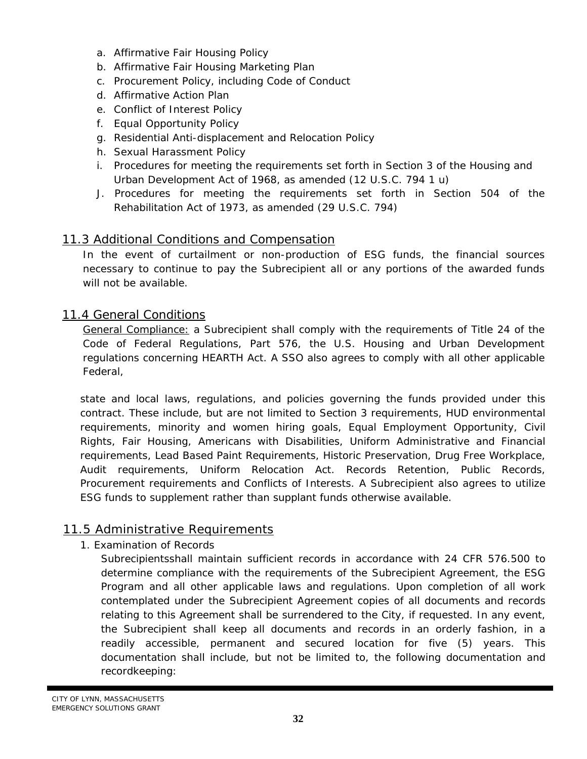a. Affirmative Fair Housing Policy
b. Affirmative Fair Housing Marketing Plan
c. Procurement Policy, including Code of Conduct
d. Affirmative Action Plan
e. Conflict of Interest Policy
f. Equal Opportunity Policy
g. Residential Anti-displacement and Relocation Policy
h. Sexual Harassment Policy
i. Procedures for meeting the requirements set forth in Section 3 of the Housing and Urban Development Act of 1968, as amended (12 U.S.C. 794 1 u)
J. Procedures for meeting the requirements set forth in Section 504 of the Rehabilitation Act of 1973, as amended (29 U.S.C. 794)

## 11.3 Additional Conditions and Compensation

In the event of curtailment or non-production of ESG funds, the financial sources necessary to continue to pay the Subrecipient all or any portions of the awarded funds will not be available.

## 11.4 General Conditions

General Compliance: a Subrecipient shall comply with the requirements of Title 24 of the Code of Federal Regulations, Part 576, the U.S. Housing and Urban Development regulations concerning HEARTH Act. A SSO also agrees to comply with all other applicable Federal,

state and local laws, regulations, and policies governing the funds provided under this contract. These include, but are not limited to Section 3 requirements, HUD environmental requirements, minority and women hiring goals, Equal Employment Opportunity, Civil Rights, Fair Housing, Americans with Disabilities, Uniform Administrative and Financial requirements, Lead Based Paint Requirements, Historic Preservation, Drug Free Workplace, Audit requirements, Uniform Relocation Act. Records Retention, Public Records, Procurement requirements and Conflicts of Interests. A Subrecipient also agrees to utilize ESG funds to supplement rather than supplant funds otherwise available.

## 11.5 Administrative Requirements

1. Examination of Records

Subrecipientsshall maintain sufficient records in accordance with 24 CFR 576.500 to determine compliance with the requirements of the Subrecipient Agreement, the ESG Program and all other applicable laws and regulations. Upon completion of all work contemplated under the Subrecipient Agreement copies of all documents and records relating to this Agreement shall be surrendered to the City, if requested. In any event, the Subrecipient shall keep all documents and records in an orderly fashion, in a readily accessible, permanent and secured location for five (5) years. This documentation shall include, but not be limited to, the following documentation and recordkeeping: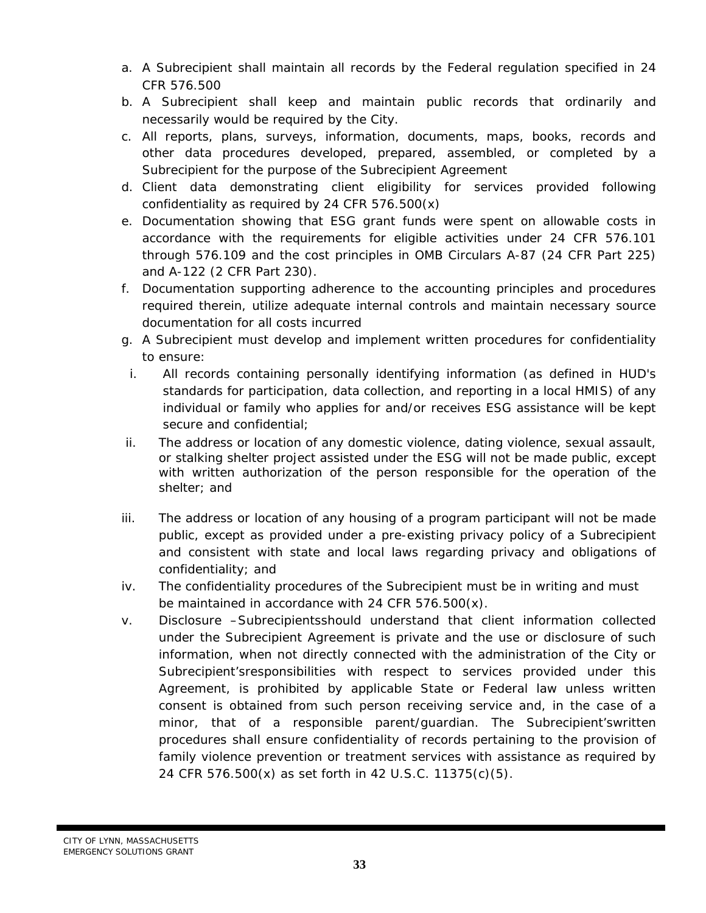a. A Subrecipient shall maintain all records by the Federal regulation specified in 24 CFR 576.500
b. A Subrecipient shall keep and maintain public records that ordinarily and necessarily would be required by the City.
c. All reports, plans, surveys, information, documents, maps, books, records and other data procedures developed, prepared, assembled, or completed by a Subrecipient for the purpose of the Subrecipient Agreement
d. Client data demonstrating client eligibility for services provided following confidentiality as required by 24 CFR 576.500(x)
e. Documentation showing that ESG grant funds were spent on allowable costs in accordance with the requirements for eligible activities under 24 CFR 576.101 through 576.109 and the cost principles in OMB Circulars A-87 (24 CFR Part 225) and A-122 (2 CFR Part 230).
f. Documentation supporting adherence to the accounting principles and procedures required therein, utilize adequate internal controls and maintain necessary source documentation for all costs incurred
g. A Subrecipient must develop and implement written procedures for confidentiality to ensure:
   i. All records containing personally identifying information (as defined in HUD's standards for participation, data collection, and reporting in a local HMIS) of any individual or family who applies for and/or receives ESG assistance will be kept secure and confidential;
   ii. The address or location of any domestic violence, dating violence, sexual assault, or stalking shelter project assisted under the ESG will not be made public, except with written authorization of the person responsible for the operation of the shelter; and
   iii. The address or location of any housing of a program participant will not be made public, except as provided under a pre-existing privacy policy of a Subrecipient and consistent with state and local laws regarding privacy and obligations of confidentiality; and
   iv. The confidentiality procedures of the Subrecipient must be in writing and must be maintained in accordance with 24 CFR 576.500(x).
   v. Disclosure –Subrecipientsshould understand that client information collected under the Subrecipient Agreement is private and the use or disclosure of such information, when not directly connected with the administration of the City or Subrecipient'sresponsibilities with respect to services provided under this Agreement, is prohibited by applicable State or Federal law unless written consent is obtained from such person receiving service and, in the case of a minor, that of a responsible parent/guardian. The Subrecipient'swritten procedures shall ensure confidentiality of records pertaining to the provision of family violence prevention or treatment services with assistance as required by 24 CFR 576.500(x) as set forth in 42 U.S.C. 11375(c)(5).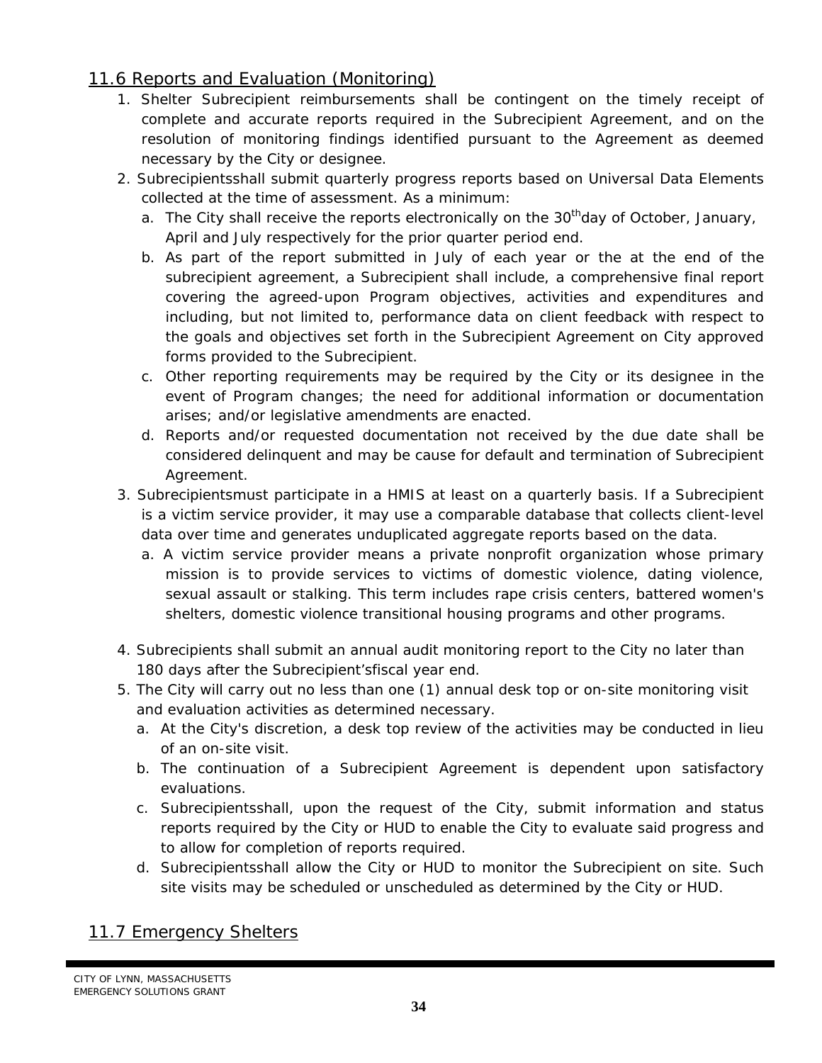## 11.6 Reports and Evaluation (Monitoring)

1. Shelter Subrecipient reimbursements shall be contingent on the timely receipt of complete and accurate reports required in the Subrecipient Agreement, and on the resolution of monitoring findings identified pursuant to the Agreement as deemed necessary by the City or designee.
2. Subrecipientsshall submit quarterly progress reports based on Universal Data Elements collected at the time of assessment. As a minimum:
   a. The City shall receive the reports electronically on the 30thday of October, January, April and July respectively for the prior quarter period end.
   b. As part of the report submitted in July of each year or the at the end of the subrecipient agreement, a Subrecipient shall include, a comprehensive final report covering the agreed-upon Program objectives, activities and expenditures and including, but not limited to, performance data on client feedback with respect to the goals and objectives set forth in the Subrecipient Agreement on City approved forms provided to the Subrecipient.
   c. Other reporting requirements may be required by the City or its designee in the event of Program changes; the need for additional information or documentation arises; and/or legislative amendments are enacted.
   d. Reports and/or requested documentation not received by the due date shall be considered delinquent and may be cause for default and termination of Subrecipient Agreement.
3. Subrecipientsmust participate in a HMIS at least on a quarterly basis. If a Subrecipient is a victim service provider, it may use a comparable database that collects client-level data over time and generates unduplicated aggregate reports based on the data.
   a. A victim service provider means a private nonprofit organization whose primary mission is to provide services to victims of domestic violence, dating violence, sexual assault or stalking. This term includes rape crisis centers, battered women's shelters, domestic violence transitional housing programs and other programs.
4. Subrecipients shall submit an annual audit monitoring report to the City no later than 180 days after the Subrecipient'sfiscal year end.
5. The City will carry out no less than one (1) annual desk top or on-site monitoring visit and evaluation activities as determined necessary.
   a. At the City's discretion, a desk top review of the activities may be conducted in lieu of an on-site visit.
   b. The continuation of a Subrecipient Agreement is dependent upon satisfactory evaluations.
   c. Subrecipientsshall, upon the request of the City, submit information and status reports required by the City or HUD to enable the City to evaluate said progress and to allow for completion of reports required.
   d. Subrecipientsshall allow the City or HUD to monitor the Subrecipient on site. Such site visits may be scheduled or unscheduled as determined by the City or HUD.

## 11.7 Emergency Shelters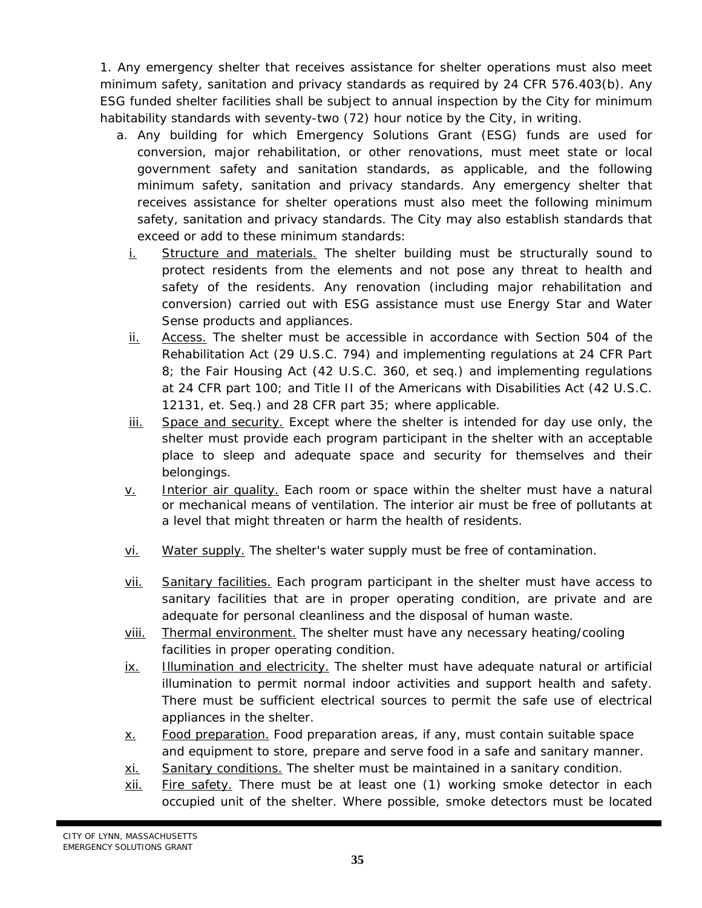1. Any emergency shelter that receives assistance for shelter operations must also meet minimum safety, sanitation and privacy standards as required by 24 CFR 576.403(b). Any ESG funded shelter facilities shall be subject to annual inspection by the City for minimum habitability standards with seventy-two (72) hour notice by the City, in writing.

   a. Any building for which Emergency Solutions Grant (ESG) funds are used for conversion, major rehabilitation, or other renovations, must meet state or local government safety and sanitation standards, as applicable, and the following minimum safety, sanitation and privacy standards. Any emergency shelter that receives assistance for shelter operations must also meet the following minimum safety, sanitation and privacy standards. The City may also establish standards that exceed or add to these minimum standards:

      i. Structure and materials. The shelter building must be structurally sound to protect residents from the elements and not pose any threat to health and safety of the residents. Any renovation (including major rehabilitation and conversion) carried out with ESG assistance must use Energy Star and Water Sense products and appliances.

      ii. Access. The shelter must be accessible in accordance with Section 504 of the Rehabilitation Act (29 U.S.C. 794) and implementing regulations at 24 CFR Part 8; the Fair Housing Act (42 U.S.C. 360, et seq.) and implementing regulations at 24 CFR part 100; and Title II of the Americans with Disabilities Act (42 U.S.C. 12131, et. Seq.) and 28 CFR part 35; where applicable.

      iii. Space and security. Except where the shelter is intended for day use only, the shelter must provide each program participant in the shelter with an acceptable place to sleep and adequate space and security for themselves and their belongings.

      v. Interior air quality. Each room or space within the shelter must have a natural or mechanical means of ventilation. The interior air must be free of pollutants at a level that might threaten or harm the health of residents.

      vi. Water supply. The shelter's water supply must be free of contamination.

      vii. Sanitary facilities. Each program participant in the shelter must have access to sanitary facilities that are in proper operating condition, are private and are adequate for personal cleanliness and the disposal of human waste.

      viii. Thermal environment. The shelter must have any necessary heating/cooling facilities in proper operating condition.

      ix. Illumination and electricity. The shelter must have adequate natural or artificial illumination to permit normal indoor activities and support health and safety. There must be sufficient electrical sources to permit the safe use of electrical appliances in the shelter.

      x. Food preparation. Food preparation areas, if any, must contain suitable space and equipment to store, prepare and serve food in a safe and sanitary manner.

      xi. Sanitary conditions. The shelter must be maintained in a sanitary condition.

      xii. Fire safety. There must be at least one (1) working smoke detector in each occupied unit of the shelter. Where possible, smoke detectors must be located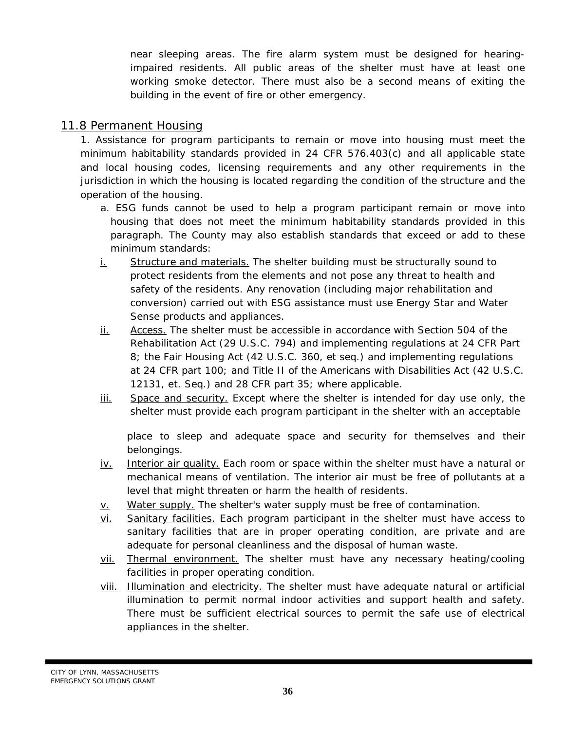near sleeping areas. The fire alarm system must be designed for hearing-impaired residents. All public areas of the shelter must have at least one working smoke detector. There must also be a second means of exiting the building in the event of fire or other emergency.

## 11.8 Permanent Housing

1. Assistance for program participants to remain or move into housing must meet the minimum habitability standards provided in 24 CFR 576.403(c) and all applicable state and local housing codes, licensing requirements and any other requirements in the jurisdiction in which the housing is located regarding the condition of the structure and the operation of the housing.

   a. ESG funds cannot be used to help a program participant remain or move into housing that does not meet the minimum habitability standards provided in this paragraph. The County may also establish standards that exceed or add to these minimum standards:

   i. Structure and materials. The shelter building must be structurally sound to protect residents from the elements and not pose any threat to health and safety of the residents. Any renovation (including major rehabilitation and conversion) carried out with ESG assistance must use Energy Star and Water Sense products and appliances.

   ii. Access. The shelter must be accessible in accordance with Section 504 of the Rehabilitation Act (29 U.S.C. 794) and implementing regulations at 24 CFR Part 8; the Fair Housing Act (42 U.S.C. 360, et seq.) and implementing regulations at 24 CFR part 100; and Title II of the Americans with Disabilities Act (42 U.S.C. 12131, et. Seq.) and 28 CFR part 35; where applicable.

   iii. Space and security. Except where the shelter is intended for day use only, the shelter must provide each program participant in the shelter with an acceptable place to sleep and adequate space and security for themselves and their belongings.

   iv. Interior air quality. Each room or space within the shelter must have a natural or mechanical means of ventilation. The interior air must be free of pollutants at a level that might threaten or harm the health of residents.

   v. Water supply. The shelter's water supply must be free of contamination.

   vi. Sanitary facilities. Each program participant in the shelter must have access to sanitary facilities that are in proper operating condition, are private and are adequate for personal cleanliness and the disposal of human waste.

   vii. Thermal environment. The shelter must have any necessary heating/cooling facilities in proper operating condition.

   viii. Illumination and electricity. The shelter must have adequate natural or artificial illumination to permit normal indoor activities and support health and safety. There must be sufficient electrical sources to permit the safe use of electrical appliances in the shelter.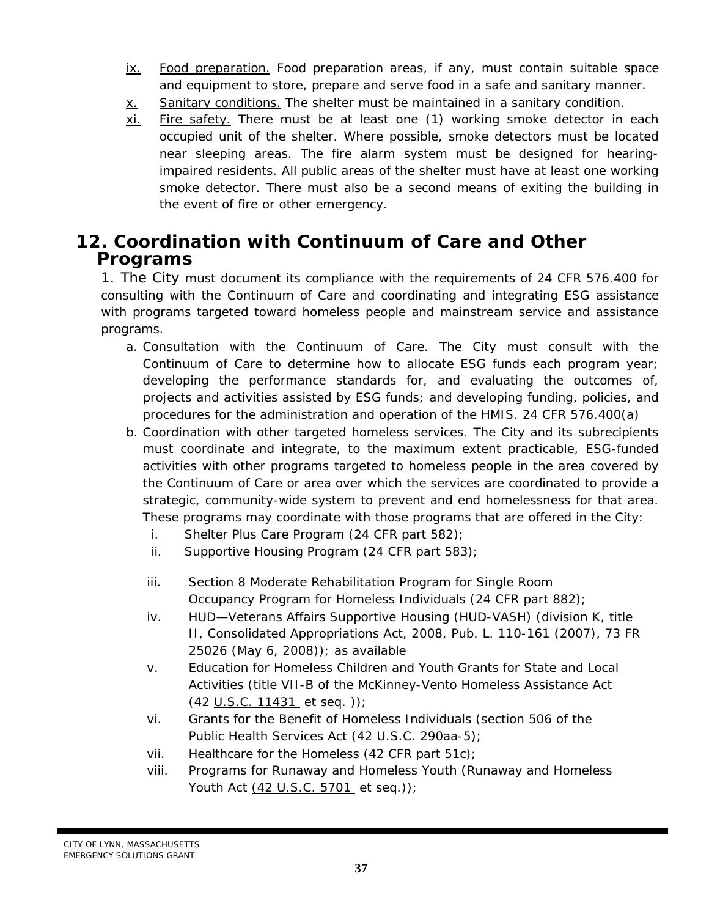ix. Food preparation. Food preparation areas, if any, must contain suitable space and equipment to store, prepare and serve food in a safe and sanitary manner.

x. Sanitary conditions. The shelter must be maintained in a sanitary condition.

xi. Fire safety. There must be at least one (1) working smoke detector in each occupied unit of the shelter. Where possible, smoke detectors must be located near sleeping areas. The fire alarm system must be designed for hearing-impaired residents. All public areas of the shelter must have at least one working smoke detector. There must also be a second means of exiting the building in the event of fire or other emergency.

## 12. Coordination with Continuum of Care and Other Programs

1. The City must document its compliance with the requirements of 24 CFR 576.400 for consulting with the Continuum of Care and coordinating and integrating ESG assistance with programs targeted toward homeless people and mainstream service and assistance programs.

   a. Consultation with the Continuum of Care. The City must consult with the Continuum of Care to determine how to allocate ESG funds each program year; developing the performance standards for, and evaluating the outcomes of, projects and activities assisted by ESG funds; and developing funding, policies, and procedures for the administration and operation of the HMIS. 24 CFR 576.400(a)

   b. Coordination with other targeted homeless services. The City and its subrecipients must coordinate and integrate, to the maximum extent practicable, ESG-funded activities with other programs targeted to homeless people in the area covered by the Continuum of Care or area over which the services are coordinated to provide a strategic, community-wide system to prevent and end homelessness for that area. These programs may coordinate with those programs that are offered in the City:

      i. Shelter Plus Care Program (24 CFR part 582);
      ii. Supportive Housing Program (24 CFR part 583);
      iii. Section 8 Moderate Rehabilitation Program for Single Room Occupancy Program for Homeless Individuals (24 CFR part 882);
      iv. HUD—Veterans Affairs Supportive Housing (HUD-VASH) (division K, title II, Consolidated Appropriations Act, 2008, Pub. L. 110-161 (2007), 73 FR 25026 (May 6, 2008)); as available
      v. Education for Homeless Children and Youth Grants for State and Local Activities (title VII-B of the McKinney-Vento Homeless Assistance Act (42 U.S.C. 11431 et seq. ));
      vi. Grants for the Benefit of Homeless Individuals (section 506 of the Public Health Services Act (42 U.S.C. 290aa-5);
      vii. Healthcare for the Homeless (42 CFR part 51c);
      viii. Programs for Runaway and Homeless Youth (Runaway and Homeless Youth Act (42 U.S.C. 5701 et seq.));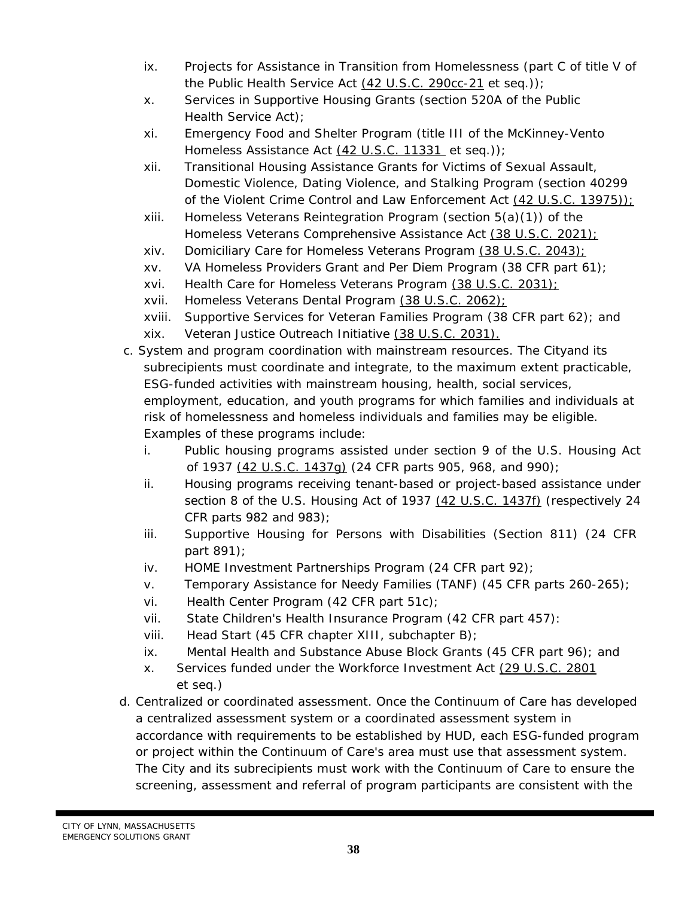ix. Projects for Assistance in Transition from Homelessness (part C of title V of the Public Health Service Act (42 U.S.C. 290cc-21 et seq.));

x. Services in Supportive Housing Grants (section 520A of the Public Health Service Act);

xi. Emergency Food and Shelter Program (title III of the McKinney-Vento Homeless Assistance Act (42 U.S.C. 11331 et seq.));

xii. Transitional Housing Assistance Grants for Victims of Sexual Assault, Domestic Violence, Dating Violence, and Stalking Program (section 40299 of the Violent Crime Control and Law Enforcement Act (42 U.S.C. 13975));

xiii. Homeless Veterans Reintegration Program (section 5(a)(1)) of the Homeless Veterans Comprehensive Assistance Act (38 U.S.C. 2021);

xiv. Domiciliary Care for Homeless Veterans Program (38 U.S.C. 2043);

xv. VA Homeless Providers Grant and Per Diem Program (38 CFR part 61);

xvi. Health Care for Homeless Veterans Program (38 U.S.C. 2031);

xvii. Homeless Veterans Dental Program (38 U.S.C. 2062);

xviii. Supportive Services for Veteran Families Program (38 CFR part 62); and

xix. Veteran Justice Outreach Initiative (38 U.S.C. 2031).

c. System and program coordination with mainstream resources. The Cityand its subrecipients must coordinate and integrate, to the maximum extent practicable, ESG-funded activities with mainstream housing, health, social services, employment, education, and youth programs for which families and individuals at risk of homelessness and homeless individuals and families may be eligible. Examples of these programs include:

i. Public housing programs assisted under section 9 of the U.S. Housing Act of 1937 (42 U.S.C. 1437g) (24 CFR parts 905, 968, and 990);

ii. Housing programs receiving tenant-based or project-based assistance under section 8 of the U.S. Housing Act of 1937 (42 U.S.C. 1437f) (respectively 24 CFR parts 982 and 983);

iii. Supportive Housing for Persons with Disabilities (Section 811) (24 CFR part 891);

iv. HOME Investment Partnerships Program (24 CFR part 92);

v. Temporary Assistance for Needy Families (TANF) (45 CFR parts 260-265);

vi. Health Center Program (42 CFR part 51c);

vii. State Children's Health Insurance Program (42 CFR part 457):

viii. Head Start (45 CFR chapter XIII, subchapter B);

ix. Mental Health and Substance Abuse Block Grants (45 CFR part 96); and

x. Services funded under the Workforce Investment Act (29 U.S.C. 2801 et seq.)

d. Centralized or coordinated assessment. Once the Continuum of Care has developed a centralized assessment system or a coordinated assessment system in accordance with requirements to be established by HUD, each ESG-funded program or project within the Continuum of Care's area must use that assessment system. The City and its subrecipients must work with the Continuum of Care to ensure the screening, assessment and referral of program participants are consistent with the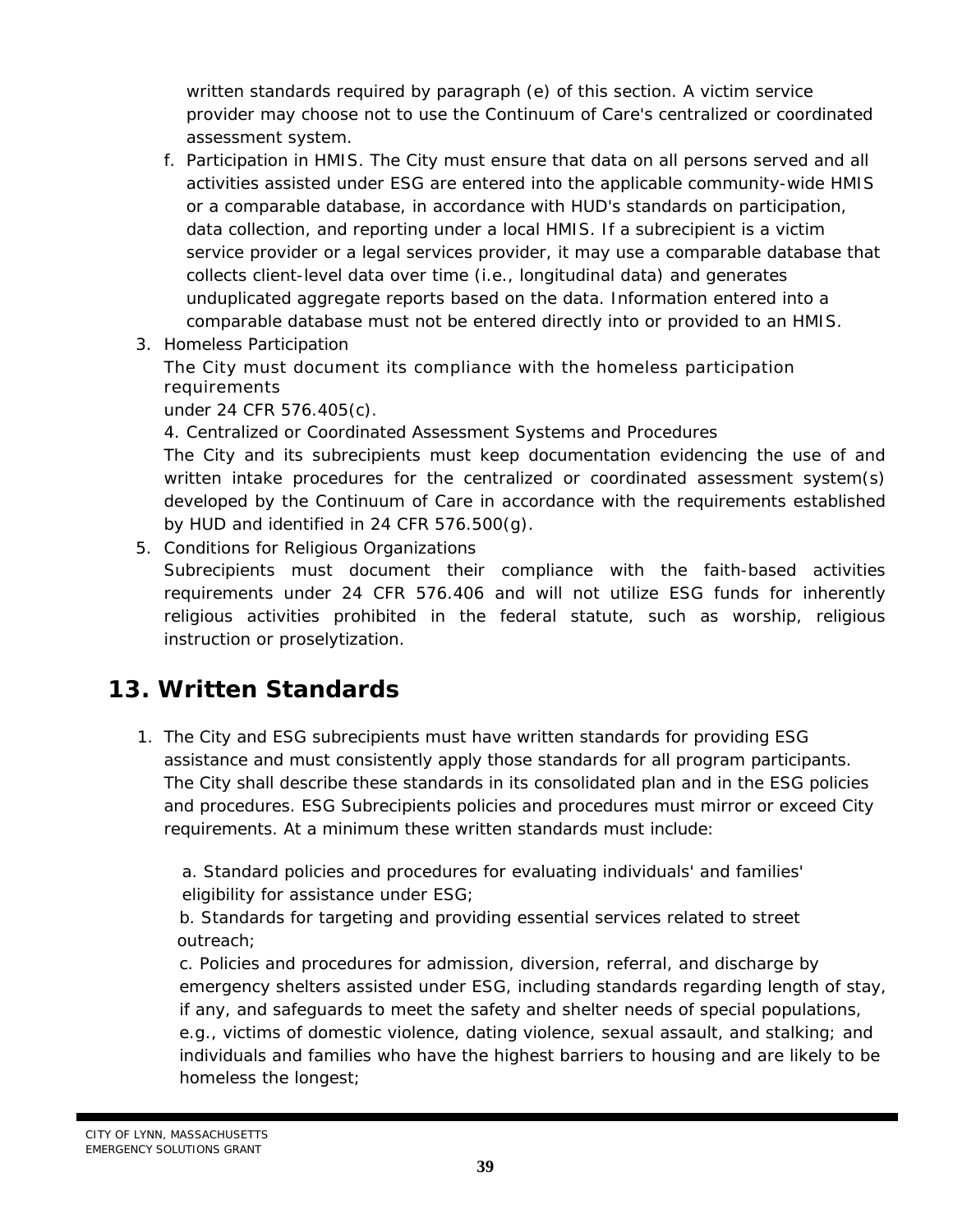written standards required by paragraph (e) of this section. A victim service provider may choose not to use the Continuum of Care's centralized or coordinated assessment system.

f. Participation in HMIS. The City must ensure that data on all persons served and all activities assisted under ESG are entered into the applicable community-wide HMIS or a comparable database, in accordance with HUD's standards on participation, data collection, and reporting under a local HMIS. If a subrecipient is a victim service provider or a legal services provider, it may use a comparable database that collects client-level data over time (i.e., longitudinal data) and generates unduplicated aggregate reports based on the data. Information entered into a comparable database must not be entered directly into or provided to an HMIS.

3. Homeless Participation
   The City must document its compliance with the homeless participation requirements under 24 CFR 576.405(c).
4. Centralized or Coordinated Assessment Systems and Procedures
   The City and its subrecipients must keep documentation evidencing the use of and written intake procedures for the centralized or coordinated assessment system(s) developed by the Continuum of Care in accordance with the requirements established by HUD and identified in 24 CFR 576.500(g).
5. Conditions for Religious Organizations
   Subrecipients must document their compliance with the faith-based activities requirements under 24 CFR 576.406 and will not utilize ESG funds for inherently religious activities prohibited in the federal statute, such as worship, religious instruction or proselytization.

## 13. Written Standards

1. The City and ESG subrecipients must have written standards for providing ESG assistance and must consistently apply those standards for all program participants. The City shall describe these standards in its consolidated plan and in the ESG policies and procedures. ESG Subrecipients policies and procedures must mirror or exceed City requirements. At a minimum these written standards must include:

   a. Standard policies and procedures for evaluating individuals' and families' eligibility for assistance under ESG;

   b. Standards for targeting and providing essential services related to street outreach;

   c. Policies and procedures for admission, diversion, referral, and discharge by emergency shelters assisted under ESG, including standards regarding length of stay, if any, and safeguards to meet the safety and shelter needs of special populations, e.g., victims of domestic violence, dating violence, sexual assault, and stalking; and individuals and families who have the highest barriers to housing and are likely to be homeless the longest;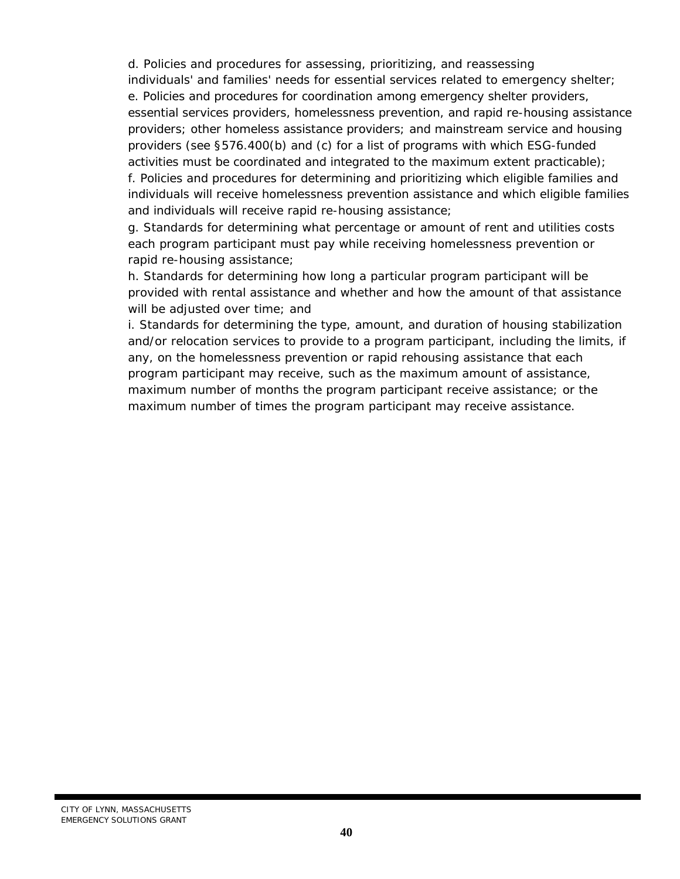d. Policies and procedures for assessing, prioritizing, and reassessing individuals' and families' needs for essential services related to emergency shelter;

e. Policies and procedures for coordination among emergency shelter providers, essential services providers, homelessness prevention, and rapid re-housing assistance providers; other homeless assistance providers; and mainstream service and housing providers (see §576.400(b) and (c) for a list of programs with which ESG-funded activities must be coordinated and integrated to the maximum extent practicable);

f. Policies and procedures for determining and prioritizing which eligible families and individuals will receive homelessness prevention assistance and which eligible families and individuals will receive rapid re-housing assistance;

g. Standards for determining what percentage or amount of rent and utilities costs each program participant must pay while receiving homelessness prevention or rapid re-housing assistance;

h. Standards for determining how long a particular program participant will be provided with rental assistance and whether and how the amount of that assistance will be adjusted over time; and

i. Standards for determining the type, amount, and duration of housing stabilization and/or relocation services to provide to a program participant, including the limits, if any, on the homelessness prevention or rapid rehousing assistance that each program participant may receive, such as the maximum amount of assistance, maximum number of months the program participant receive assistance; or the maximum number of times the program participant may receive assistance.